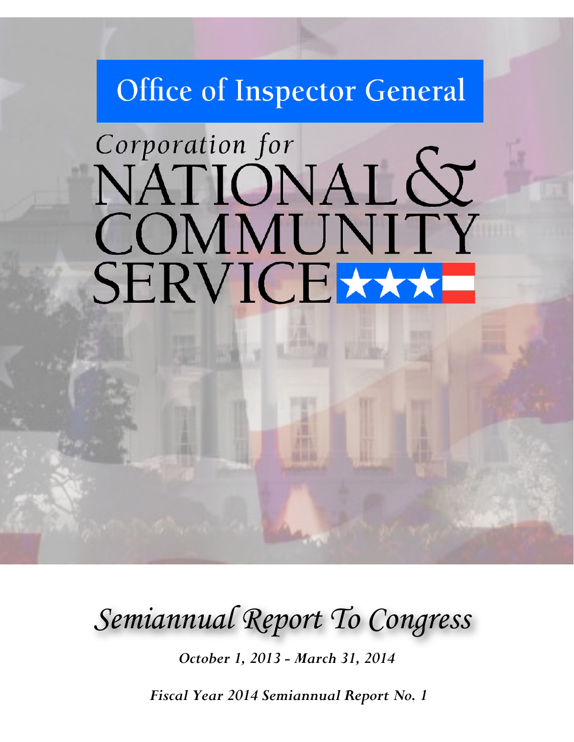# Office of Inspector General

# Corporation for NATIONAL & COMMUNITY SERVICE

## *Semiannual Report To Congress*

***October 1, 2013 - March 31, 2014***

***Fiscal Year 2014 Semiannual Report No. 1***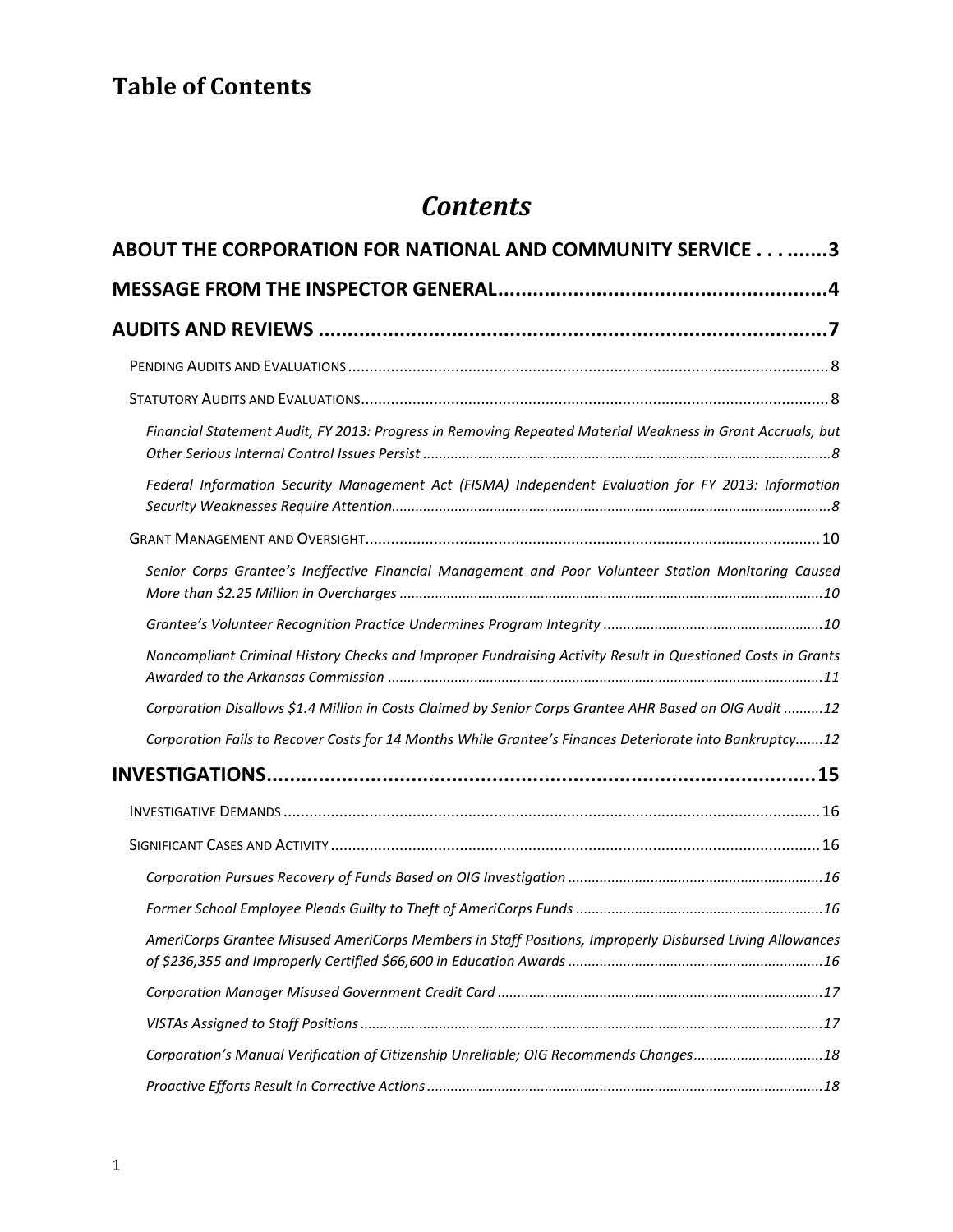# Table of Contents

## *Contents*

**ABOUT THE CORPORATION FOR NATIONAL AND COMMUNITY SERVICE . . . .......3**

**MESSAGE FROM THE INSPECTOR GENERAL.........................................................4**

**AUDITS AND REVIEWS ........................................................................................7**

- PENDING AUDITS AND EVALUATIONS ..............................................................................................................8
- STATUTORY AUDITS AND EVALUATIONS............................................................................................................8
  - *Financial Statement Audit, FY 2013: Progress in Removing Repeated Material Weakness in Grant Accruals, but Other Serious Internal Control Issues Persist .......................................................................................................8*
  - *Federal Information Security Management Act (FISMA) Independent Evaluation for FY 2013: Information Security Weaknesses Require Attention..............................................................................................................8*
- GRANT MANAGEMENT AND OVERSIGHT.........................................................................................................10
  - *Senior Corps Grantee's Ineffective Financial Management and Poor Volunteer Station Monitoring Caused More than $2.25 Million in Overcharges ...........................................................................................................10*
  - *Grantee's Volunteer Recognition Practice Undermines Program Integrity .......................................................10*
  - *Noncompliant Criminal History Checks and Improper Fundraising Activity Result in Questioned Costs in Grants Awarded to the Arkansas Commission .............................................................................................................11*
  - *Corporation Disallows $1.4 Million in Costs Claimed by Senior Corps Grantee AHR Based on OIG Audit ..........12*
  - *Corporation Fails to Recover Costs for 14 Months While Grantee's Finances Deteriorate into Bankruptcy.......12*

**INVESTIGATIONS.................................................................................................15**

- INVESTIGATIVE DEMANDS ............................................................................................................................16
- SIGNIFICANT CASES AND ACTIVITY .................................................................................................................16
  - *Corporation Pursues Recovery of Funds Based on OIG Investigation ................................................................16*
  - *Former School Employee Pleads Guilty to Theft of AmeriCorps Funds ..............................................................16*
  - *AmeriCorps Grantee Misused AmeriCorps Members in Staff Positions, Improperly Disbursed Living Allowances of $236,355 and Improperly Certified $66,600 in Education Awards ................................................................16*
  - *Corporation Manager Misused Government Credit Card ..................................................................................17*
  - *VISTAs Assigned to Staff Positions ....................................................................................................................17*
  - *Corporation's Manual Verification of Citizenship Unreliable; OIG Recommends Changes.................................18*
  - *Proactive Efforts Result in Corrective Actions ....................................................................................................18*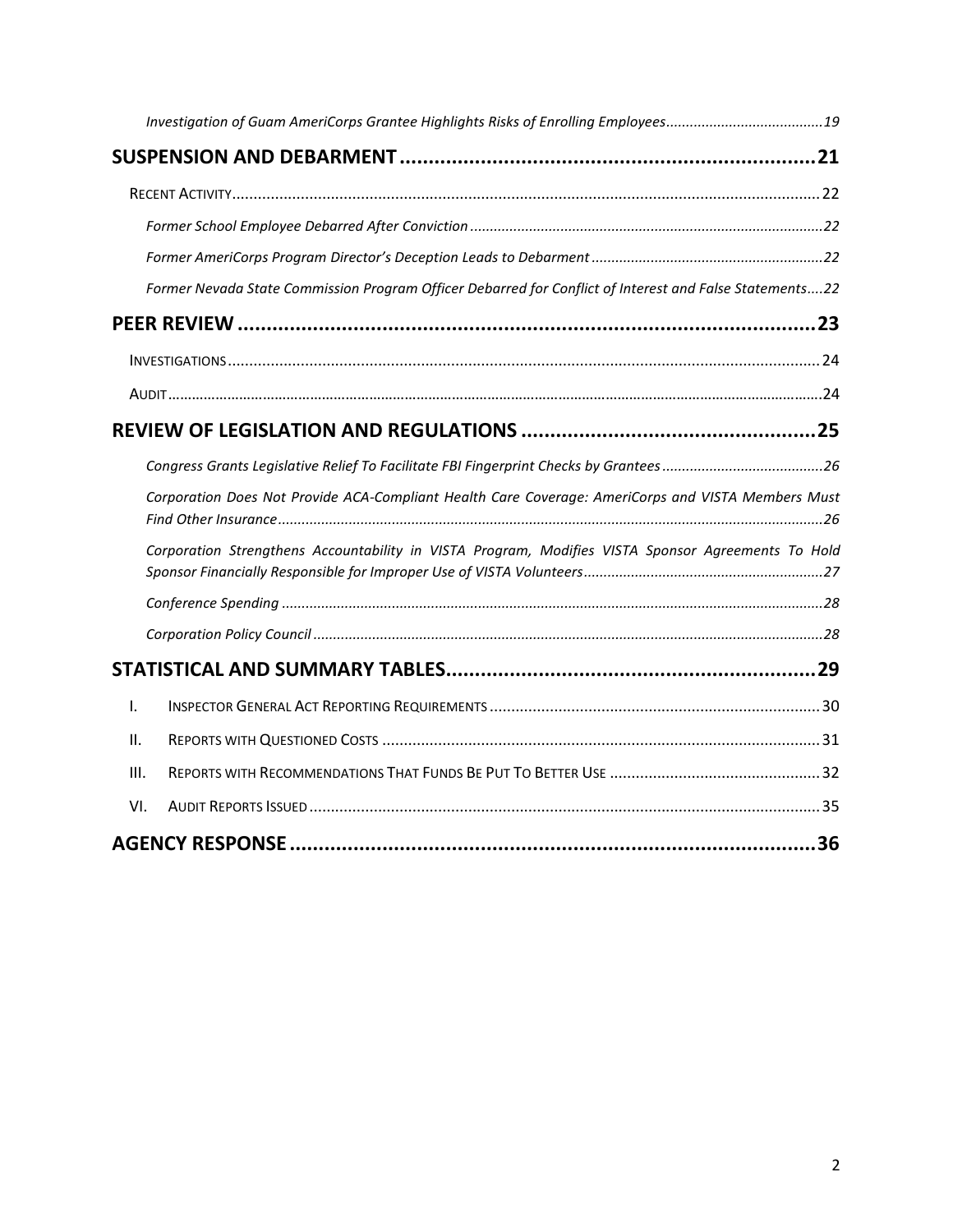*Investigation of Guam AmeriCorps Grantee Highlights Risks of Enrolling Employees........................................19*

**SUSPENSION AND DEBARMENT........................................................................21**

RECENT ACTIVITY........................................................................................................................................22

*Former School Employee Debarred After Conviction...........................................................................................22*

*Former AmeriCorps Program Director's Deception Leads to Debarment...........................................................22*

*Former Nevada State Commission Program Officer Debarred for Conflict of Interest and False Statements....22*

**PEER REVIEW.......................................................................................................23**

INVESTIGATIONS........................................................................................................................................24

AUDIT..........................................................................................................................................................24

**REVIEW OF LEGISLATION AND REGULATIONS....................................................25**

*Congress Grants Legislative Relief To Facilitate FBI Fingerprint Checks by Grantees..........................................26*

*Corporation Does Not Provide ACA-Compliant Health Care Coverage: AmeriCorps and VISTA Members Must Find Other Insurance..........................................................................................................................................26*

*Corporation Strengthens Accountability in VISTA Program, Modifies VISTA Sponsor Agreements To Hold Sponsor Financially Responsible for Improper Use of VISTA Volunteers.............................................................27*

*Conference Spending..........................................................................................................................................28*

*Corporation Policy Council..................................................................................................................................28*

**STATISTICAL AND SUMMARY TABLES.................................................................29**

I. INSPECTOR GENERAL ACT REPORTING REQUIREMENTS.............................................................................30

II. REPORTS WITH QUESTIONED COSTS.....................................................................................................31

III. REPORTS WITH RECOMMENDATIONS THAT FUNDS BE PUT TO BETTER USE.................................................32

VI. AUDIT REPORTS ISSUED......................................................................................................................35

**AGENCY RESPONSE.............................................................................................36**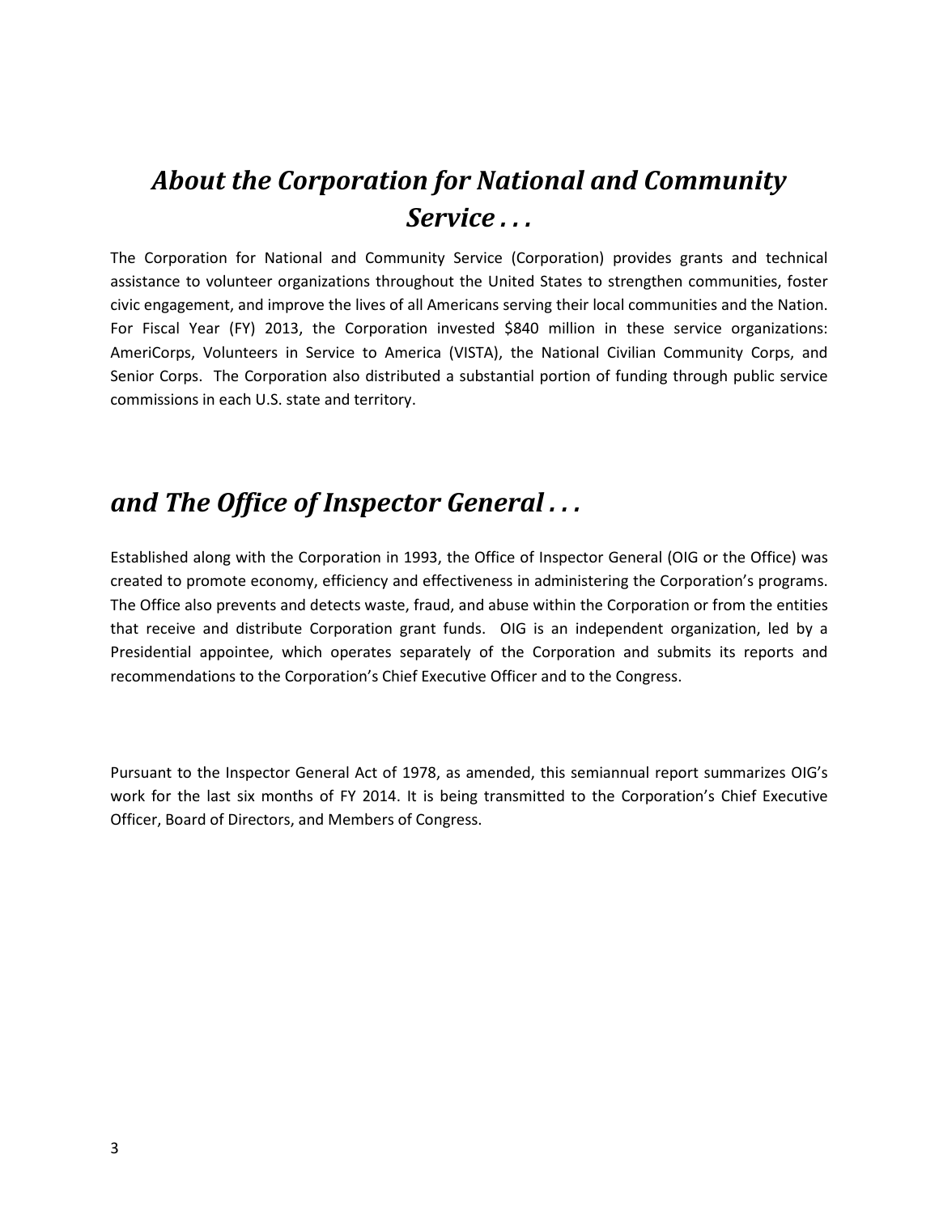# *About the Corporation for National and Community Service . . .*

The Corporation for National and Community Service (Corporation) provides grants and technical assistance to volunteer organizations throughout the United States to strengthen communities, foster civic engagement, and improve the lives of all Americans serving their local communities and the Nation. For Fiscal Year (FY) 2013, the Corporation invested $840 million in these service organizations: AmeriCorps, Volunteers in Service to America (VISTA), the National Civilian Community Corps, and Senior Corps. The Corporation also distributed a substantial portion of funding through public service commissions in each U.S. state and territory.

# *and The Office of Inspector General . . .*

Established along with the Corporation in 1993, the Office of Inspector General (OIG or the Office) was created to promote economy, efficiency and effectiveness in administering the Corporation's programs. The Office also prevents and detects waste, fraud, and abuse within the Corporation or from the entities that receive and distribute Corporation grant funds. OIG is an independent organization, led by a Presidential appointee, which operates separately of the Corporation and submits its reports and recommendations to the Corporation's Chief Executive Officer and to the Congress.

Pursuant to the Inspector General Act of 1978, as amended, this semiannual report summarizes OIG's work for the last six months of FY 2014. It is being transmitted to the Corporation's Chief Executive Officer, Board of Directors, and Members of Congress.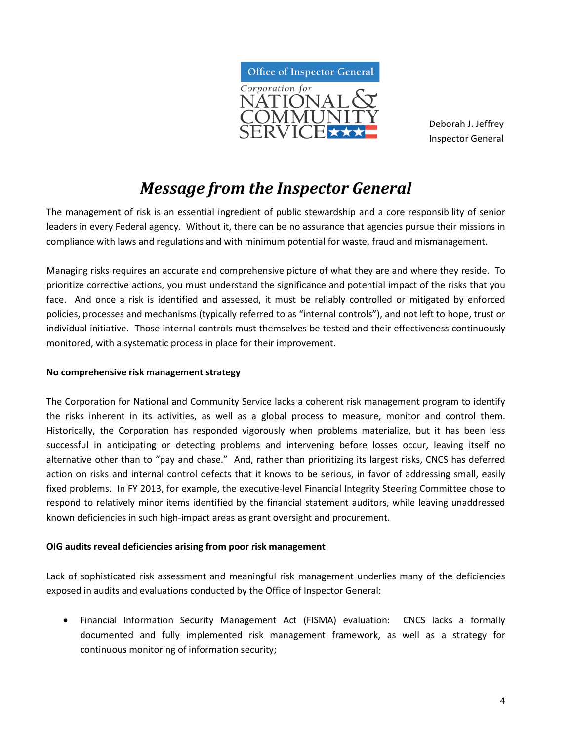Office of Inspector General
Corporation for NATIONAL & COMMUNITY SERVICE

Deborah J. Jeffrey
Inspector General

# *Message from the Inspector General*

The management of risk is an essential ingredient of public stewardship and a core responsibility of senior leaders in every Federal agency. Without it, there can be no assurance that agencies pursue their missions in compliance with laws and regulations and with minimum potential for waste, fraud and mismanagement.

Managing risks requires an accurate and comprehensive picture of what they are and where they reside. To prioritize corrective actions, you must understand the significance and potential impact of the risks that you face. And once a risk is identified and assessed, it must be reliably controlled or mitigated by enforced policies, processes and mechanisms (typically referred to as "internal controls"), and not left to hope, trust or individual initiative. Those internal controls must themselves be tested and their effectiveness continuously monitored, with a systematic process in place for their improvement.

**No comprehensive risk management strategy**

The Corporation for National and Community Service lacks a coherent risk management program to identify the risks inherent in its activities, as well as a global process to measure, monitor and control them. Historically, the Corporation has responded vigorously when problems materialize, but it has been less successful in anticipating or detecting problems and intervening before losses occur, leaving itself no alternative other than to "pay and chase." And, rather than prioritizing its largest risks, CNCS has deferred action on risks and internal control defects that it knows to be serious, in favor of addressing small, easily fixed problems. In FY 2013, for example, the executive-level Financial Integrity Steering Committee chose to respond to relatively minor items identified by the financial statement auditors, while leaving unaddressed known deficiencies in such high-impact areas as grant oversight and procurement.

**OIG audits reveal deficiencies arising from poor risk management**

Lack of sophisticated risk assessment and meaningful risk management underlies many of the deficiencies exposed in audits and evaluations conducted by the Office of Inspector General:

- Financial Information Security Management Act (FISMA) evaluation: CNCS lacks a formally documented and fully implemented risk management framework, as well as a strategy for continuous monitoring of information security;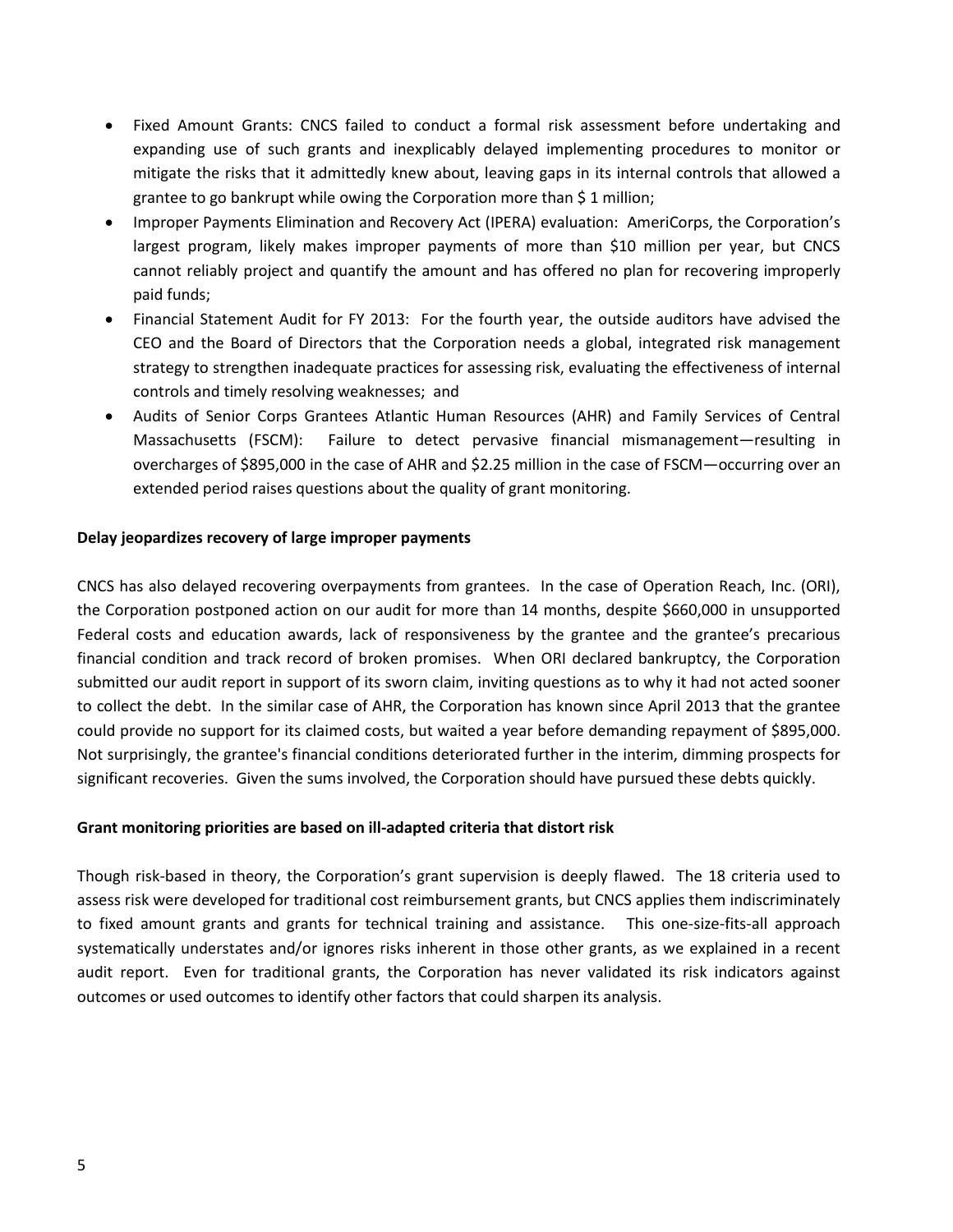- Fixed Amount Grants: CNCS failed to conduct a formal risk assessment before undertaking and expanding use of such grants and inexplicably delayed implementing procedures to monitor or mitigate the risks that it admittedly knew about, leaving gaps in its internal controls that allowed a grantee to go bankrupt while owing the Corporation more than $ 1 million;
- Improper Payments Elimination and Recovery Act (IPERA) evaluation: AmeriCorps, the Corporation's largest program, likely makes improper payments of more than $10 million per year, but CNCS cannot reliably project and quantify the amount and has offered no plan for recovering improperly paid funds;
- Financial Statement Audit for FY 2013: For the fourth year, the outside auditors have advised the CEO and the Board of Directors that the Corporation needs a global, integrated risk management strategy to strengthen inadequate practices for assessing risk, evaluating the effectiveness of internal controls and timely resolving weaknesses; and
- Audits of Senior Corps Grantees Atlantic Human Resources (AHR) and Family Services of Central Massachusetts (FSCM): Failure to detect pervasive financial mismanagement—resulting in overcharges of $895,000 in the case of AHR and $2.25 million in the case of FSCM—occurring over an extended period raises questions about the quality of grant monitoring.

**Delay jeopardizes recovery of large improper payments**

CNCS has also delayed recovering overpayments from grantees. In the case of Operation Reach, Inc. (ORI), the Corporation postponed action on our audit for more than 14 months, despite $660,000 in unsupported Federal costs and education awards, lack of responsiveness by the grantee and the grantee's precarious financial condition and track record of broken promises. When ORI declared bankruptcy, the Corporation submitted our audit report in support of its sworn claim, inviting questions as to why it had not acted sooner to collect the debt. In the similar case of AHR, the Corporation has known since April 2013 that the grantee could provide no support for its claimed costs, but waited a year before demanding repayment of $895,000. Not surprisingly, the grantee's financial conditions deteriorated further in the interim, dimming prospects for significant recoveries. Given the sums involved, the Corporation should have pursued these debts quickly.

**Grant monitoring priorities are based on ill-adapted criteria that distort risk**

Though risk-based in theory, the Corporation's grant supervision is deeply flawed. The 18 criteria used to assess risk were developed for traditional cost reimbursement grants, but CNCS applies them indiscriminately to fixed amount grants and grants for technical training and assistance. This one-size-fits-all approach systematically understates and/or ignores risks inherent in those other grants, as we explained in a recent audit report. Even for traditional grants, the Corporation has never validated its risk indicators against outcomes or used outcomes to identify other factors that could sharpen its analysis.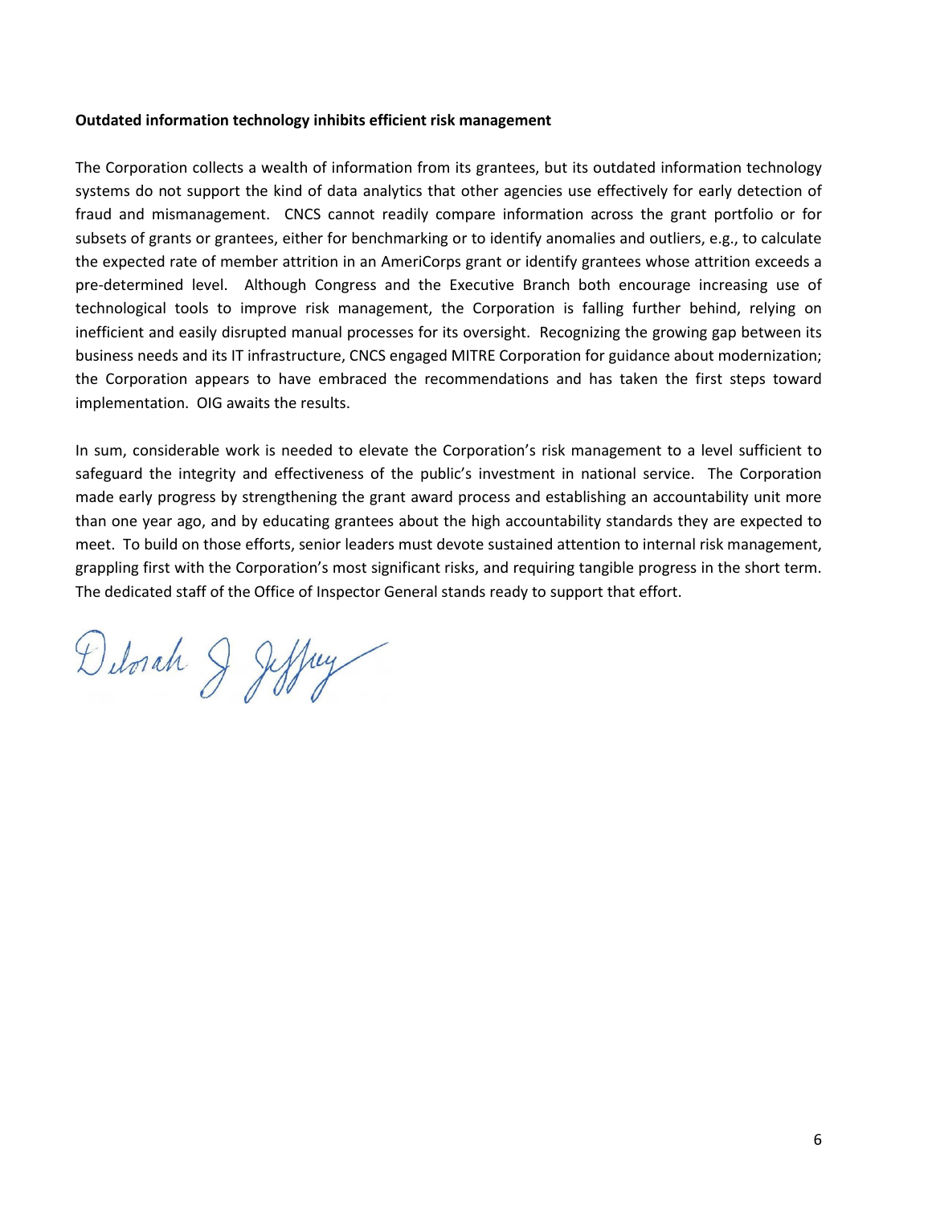**Outdated information technology inhibits efficient risk management**

The Corporation collects a wealth of information from its grantees, but its outdated information technology systems do not support the kind of data analytics that other agencies use effectively for early detection of fraud and mismanagement. CNCS cannot readily compare information across the grant portfolio or for subsets of grants or grantees, either for benchmarking or to identify anomalies and outliers, e.g., to calculate the expected rate of member attrition in an AmeriCorps grant or identify grantees whose attrition exceeds a pre-determined level. Although Congress and the Executive Branch both encourage increasing use of technological tools to improve risk management, the Corporation is falling further behind, relying on inefficient and easily disrupted manual processes for its oversight. Recognizing the growing gap between its business needs and its IT infrastructure, CNCS engaged MITRE Corporation for guidance about modernization; the Corporation appears to have embraced the recommendations and has taken the first steps toward implementation. OIG awaits the results.

In sum, considerable work is needed to elevate the Corporation's risk management to a level sufficient to safeguard the integrity and effectiveness of the public's investment in national service. The Corporation made early progress by strengthening the grant award process and establishing an accountability unit more than one year ago, and by educating grantees about the high accountability standards they are expected to meet. To build on those efforts, senior leaders must devote sustained attention to internal risk management, grappling first with the Corporation's most significant risks, and requiring tangible progress in the short term. The dedicated staff of the Office of Inspector General stands ready to support that effort.

Deborah J. Jeffrey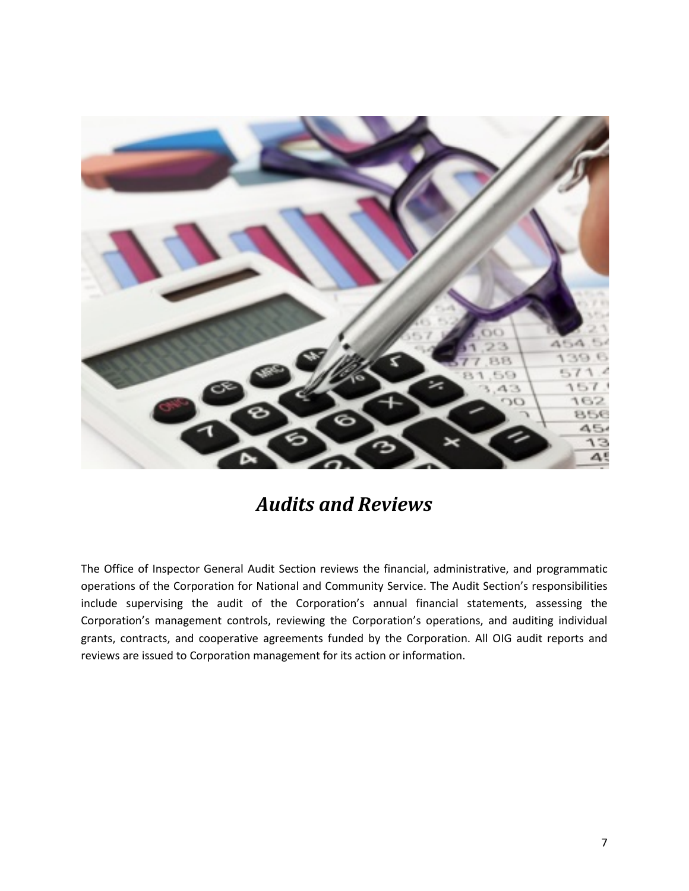# *Audits and Reviews*

The Office of Inspector General Audit Section reviews the financial, administrative, and programmatic operations of the Corporation for National and Community Service. The Audit Section's responsibilities include supervising the audit of the Corporation's annual financial statements, assessing the Corporation's management controls, reviewing the Corporation's operations, and auditing individual grants, contracts, and cooperative agreements funded by the Corporation. All OIG audit reports and reviews are issued to Corporation management for its action or information.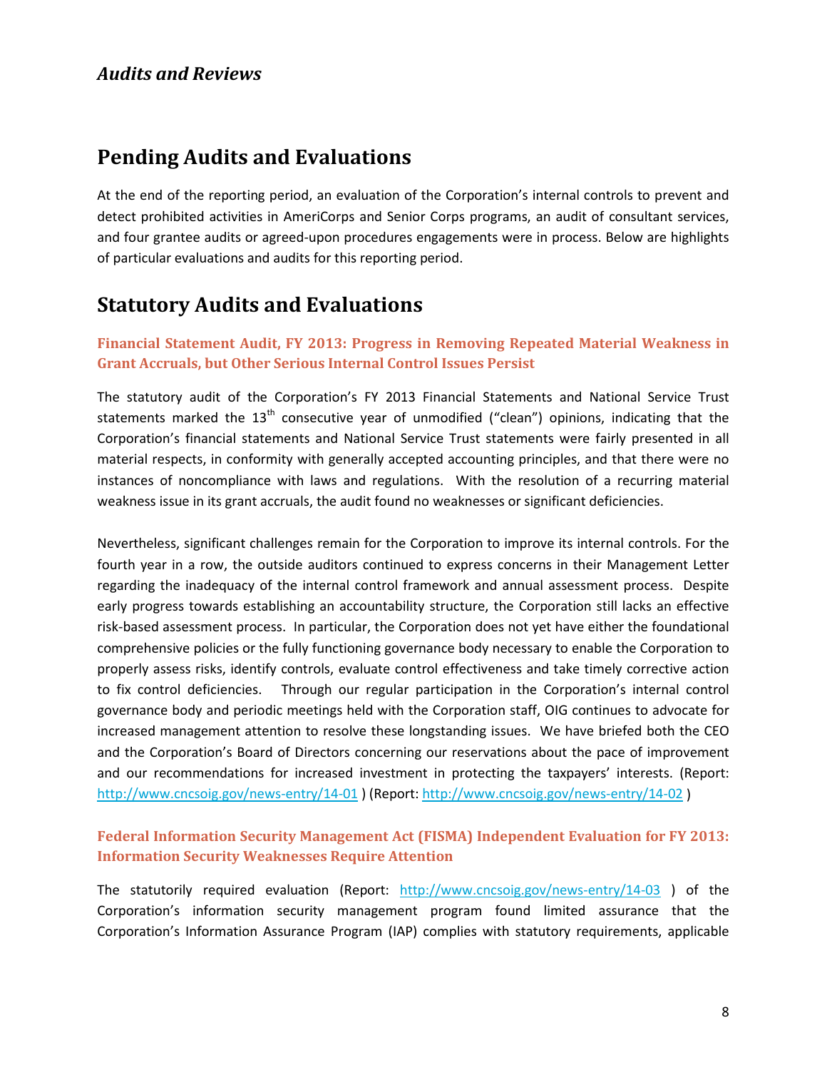*Audits and Reviews*

## Pending Audits and Evaluations

At the end of the reporting period, an evaluation of the Corporation's internal controls to prevent and detect prohibited activities in AmeriCorps and Senior Corps programs, an audit of consultant services, and four grantee audits or agreed-upon procedures engagements were in process. Below are highlights of particular evaluations and audits for this reporting period.

## Statutory Audits and Evaluations

### Financial Statement Audit, FY 2013: Progress in Removing Repeated Material Weakness in Grant Accruals, but Other Serious Internal Control Issues Persist

The statutory audit of the Corporation's FY 2013 Financial Statements and National Service Trust statements marked the 13th consecutive year of unmodified ("clean") opinions, indicating that the Corporation's financial statements and National Service Trust statements were fairly presented in all material respects, in conformity with generally accepted accounting principles, and that there were no instances of noncompliance with laws and regulations. With the resolution of a recurring material weakness issue in its grant accruals, the audit found no weaknesses or significant deficiencies.

Nevertheless, significant challenges remain for the Corporation to improve its internal controls. For the fourth year in a row, the outside auditors continued to express concerns in their Management Letter regarding the inadequacy of the internal control framework and annual assessment process. Despite early progress towards establishing an accountability structure, the Corporation still lacks an effective risk-based assessment process. In particular, the Corporation does not yet have either the foundational comprehensive policies or the fully functioning governance body necessary to enable the Corporation to properly assess risks, identify controls, evaluate control effectiveness and take timely corrective action to fix control deficiencies. Through our regular participation in the Corporation's internal control governance body and periodic meetings held with the Corporation staff, OIG continues to advocate for increased management attention to resolve these longstanding issues. We have briefed both the CEO and the Corporation's Board of Directors concerning our reservations about the pace of improvement and our recommendations for increased investment in protecting the taxpayers' interests. (Report: http://www.cncsoig.gov/news-entry/14-01 ) (Report: http://www.cncsoig.gov/news-entry/14-02 )

### Federal Information Security Management Act (FISMA) Independent Evaluation for FY 2013: Information Security Weaknesses Require Attention

The statutorily required evaluation (Report: http://www.cncsoig.gov/news-entry/14-03 ) of the Corporation's information security management program found limited assurance that the Corporation's Information Assurance Program (IAP) complies with statutory requirements, applicable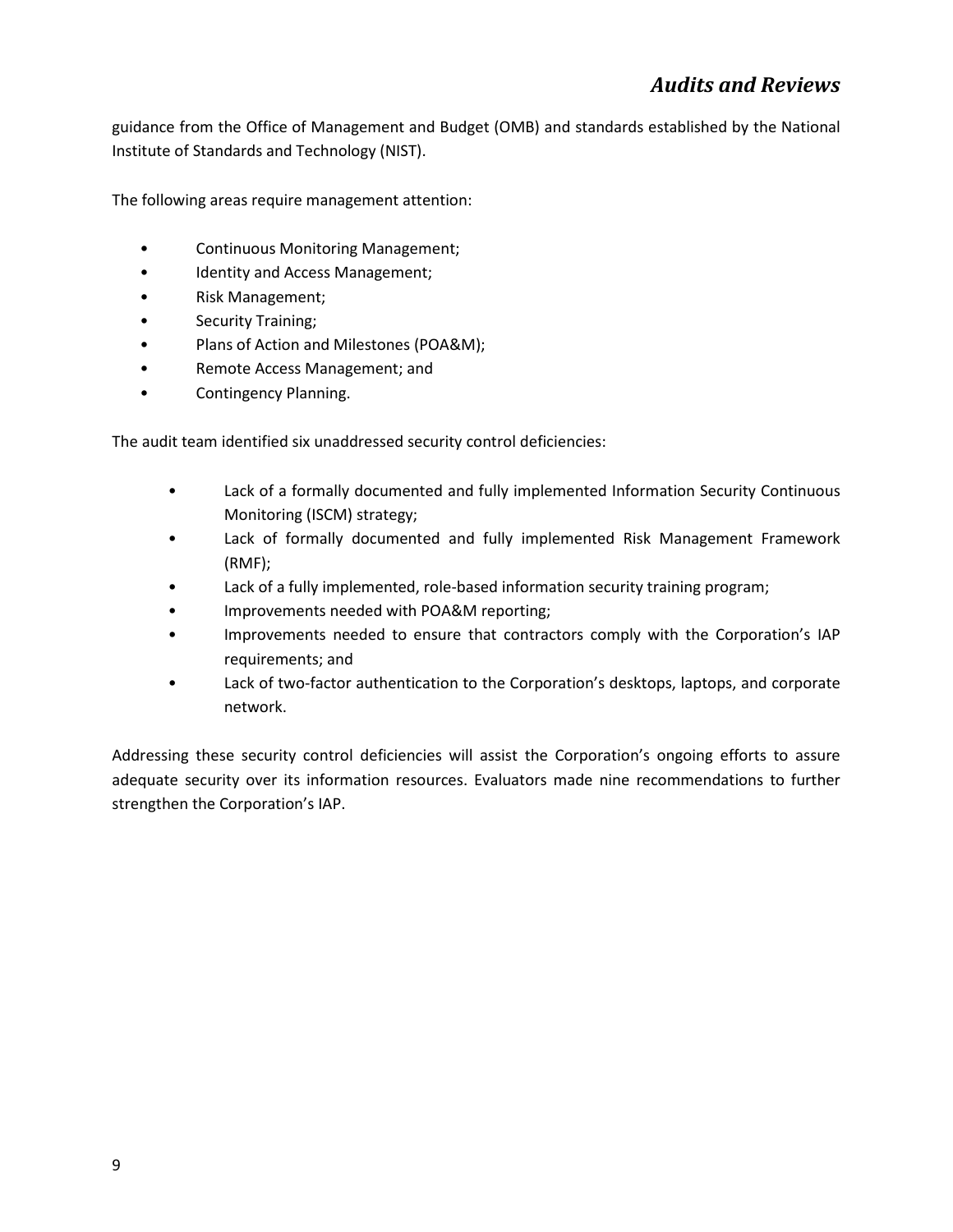guidance from the Office of Management and Budget (OMB) and standards established by the National Institute of Standards and Technology (NIST).

The following areas require management attention:

- Continuous Monitoring Management;
- Identity and Access Management;
- Risk Management;
- Security Training;
- Plans of Action and Milestones (POA&M);
- Remote Access Management; and
- Contingency Planning.

The audit team identified six unaddressed security control deficiencies:

- Lack of a formally documented and fully implemented Information Security Continuous Monitoring (ISCM) strategy;
- Lack of formally documented and fully implemented Risk Management Framework (RMF);
- Lack of a fully implemented, role-based information security training program;
- Improvements needed with POA&M reporting;
- Improvements needed to ensure that contractors comply with the Corporation's IAP requirements; and
- Lack of two-factor authentication to the Corporation's desktops, laptops, and corporate network.

Addressing these security control deficiencies will assist the Corporation's ongoing efforts to assure adequate security over its information resources. Evaluators made nine recommendations to further strengthen the Corporation's IAP.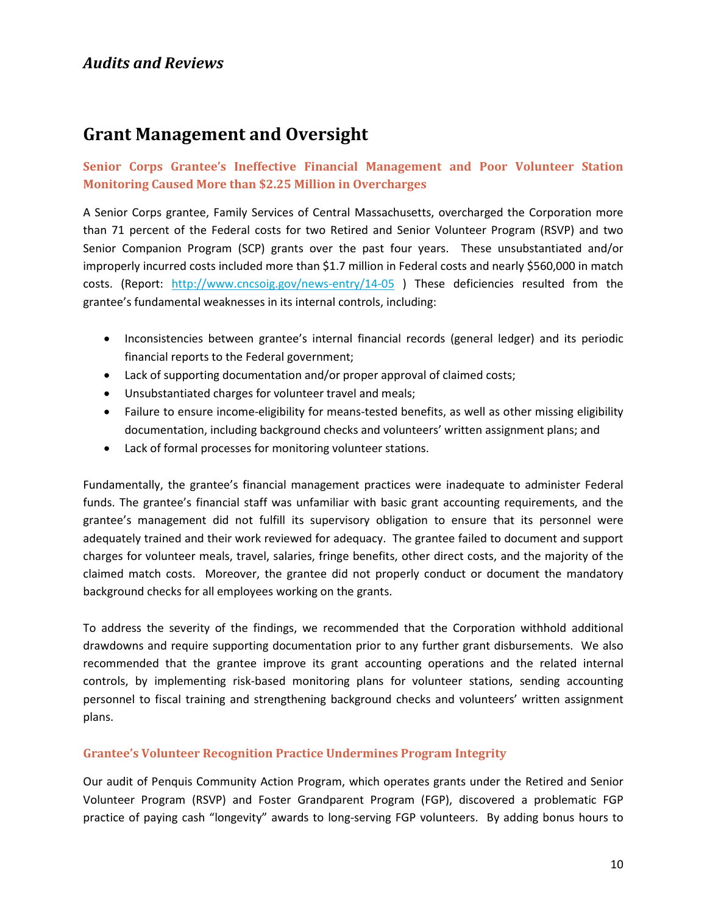## *Audits and Reviews*

# Grant Management and Oversight

### Senior Corps Grantee's Ineffective Financial Management and Poor Volunteer Station Monitoring Caused More than $2.25 Million in Overcharges

A Senior Corps grantee, Family Services of Central Massachusetts, overcharged the Corporation more than 71 percent of the Federal costs for two Retired and Senior Volunteer Program (RSVP) and two Senior Companion Program (SCP) grants over the past four years. These unsubstantiated and/or improperly incurred costs included more than $1.7 million in Federal costs and nearly $560,000 in match costs. (Report: http://www.cncsoig.gov/news-entry/14-05 ) These deficiencies resulted from the grantee's fundamental weaknesses in its internal controls, including:

- Inconsistencies between grantee's internal financial records (general ledger) and its periodic financial reports to the Federal government;
- Lack of supporting documentation and/or proper approval of claimed costs;
- Unsubstantiated charges for volunteer travel and meals;
- Failure to ensure income-eligibility for means-tested benefits, as well as other missing eligibility documentation, including background checks and volunteers' written assignment plans; and
- Lack of formal processes for monitoring volunteer stations.

Fundamentally, the grantee's financial management practices were inadequate to administer Federal funds. The grantee's financial staff was unfamiliar with basic grant accounting requirements, and the grantee's management did not fulfill its supervisory obligation to ensure that its personnel were adequately trained and their work reviewed for adequacy. The grantee failed to document and support charges for volunteer meals, travel, salaries, fringe benefits, other direct costs, and the majority of the claimed match costs. Moreover, the grantee did not properly conduct or document the mandatory background checks for all employees working on the grants.

To address the severity of the findings, we recommended that the Corporation withhold additional drawdowns and require supporting documentation prior to any further grant disbursements. We also recommended that the grantee improve its grant accounting operations and the related internal controls, by implementing risk-based monitoring plans for volunteer stations, sending accounting personnel to fiscal training and strengthening background checks and volunteers' written assignment plans.

### Grantee's Volunteer Recognition Practice Undermines Program Integrity

Our audit of Penquis Community Action Program, which operates grants under the Retired and Senior Volunteer Program (RSVP) and Foster Grandparent Program (FGP), discovered a problematic FGP practice of paying cash "longevity" awards to long-serving FGP volunteers. By adding bonus hours to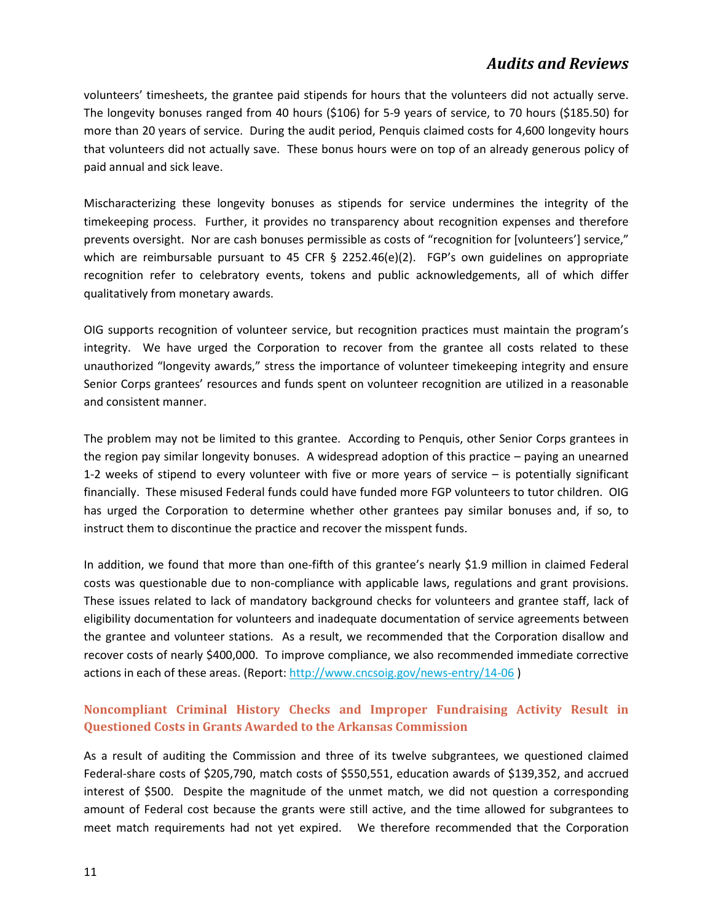volunteers' timesheets, the grantee paid stipends for hours that the volunteers did not actually serve. The longevity bonuses ranged from 40 hours ($106) for 5-9 years of service, to 70 hours ($185.50) for more than 20 years of service. During the audit period, Penquis claimed costs for 4,600 longevity hours that volunteers did not actually save. These bonus hours were on top of an already generous policy of paid annual and sick leave.

Mischaracterizing these longevity bonuses as stipends for service undermines the integrity of the timekeeping process. Further, it provides no transparency about recognition expenses and therefore prevents oversight. Nor are cash bonuses permissible as costs of "recognition for [volunteers'] service," which are reimbursable pursuant to 45 CFR § 2252.46(e)(2). FGP's own guidelines on appropriate recognition refer to celebratory events, tokens and public acknowledgements, all of which differ qualitatively from monetary awards.

OIG supports recognition of volunteer service, but recognition practices must maintain the program's integrity. We have urged the Corporation to recover from the grantee all costs related to these unauthorized "longevity awards," stress the importance of volunteer timekeeping integrity and ensure Senior Corps grantees' resources and funds spent on volunteer recognition are utilized in a reasonable and consistent manner.

The problem may not be limited to this grantee. According to Penquis, other Senior Corps grantees in the region pay similar longevity bonuses. A widespread adoption of this practice – paying an unearned 1-2 weeks of stipend to every volunteer with five or more years of service – is potentially significant financially. These misused Federal funds could have funded more FGP volunteers to tutor children. OIG has urged the Corporation to determine whether other grantees pay similar bonuses and, if so, to instruct them to discontinue the practice and recover the misspent funds.

In addition, we found that more than one-fifth of this grantee's nearly $1.9 million in claimed Federal costs was questionable due to non-compliance with applicable laws, regulations and grant provisions. These issues related to lack of mandatory background checks for volunteers and grantee staff, lack of eligibility documentation for volunteers and inadequate documentation of service agreements between the grantee and volunteer stations. As a result, we recommended that the Corporation disallow and recover costs of nearly $400,000. To improve compliance, we also recommended immediate corrective actions in each of these areas. (Report: http://www.cncsoig.gov/news-entry/14-06 )

### Noncompliant Criminal History Checks and Improper Fundraising Activity Result in Questioned Costs in Grants Awarded to the Arkansas Commission

As a result of auditing the Commission and three of its twelve subgrantees, we questioned claimed Federal-share costs of $205,790, match costs of $550,551, education awards of $139,352, and accrued interest of $500. Despite the magnitude of the unmet match, we did not question a corresponding amount of Federal cost because the grants were still active, and the time allowed for subgrantees to meet match requirements had not yet expired. We therefore recommended that the Corporation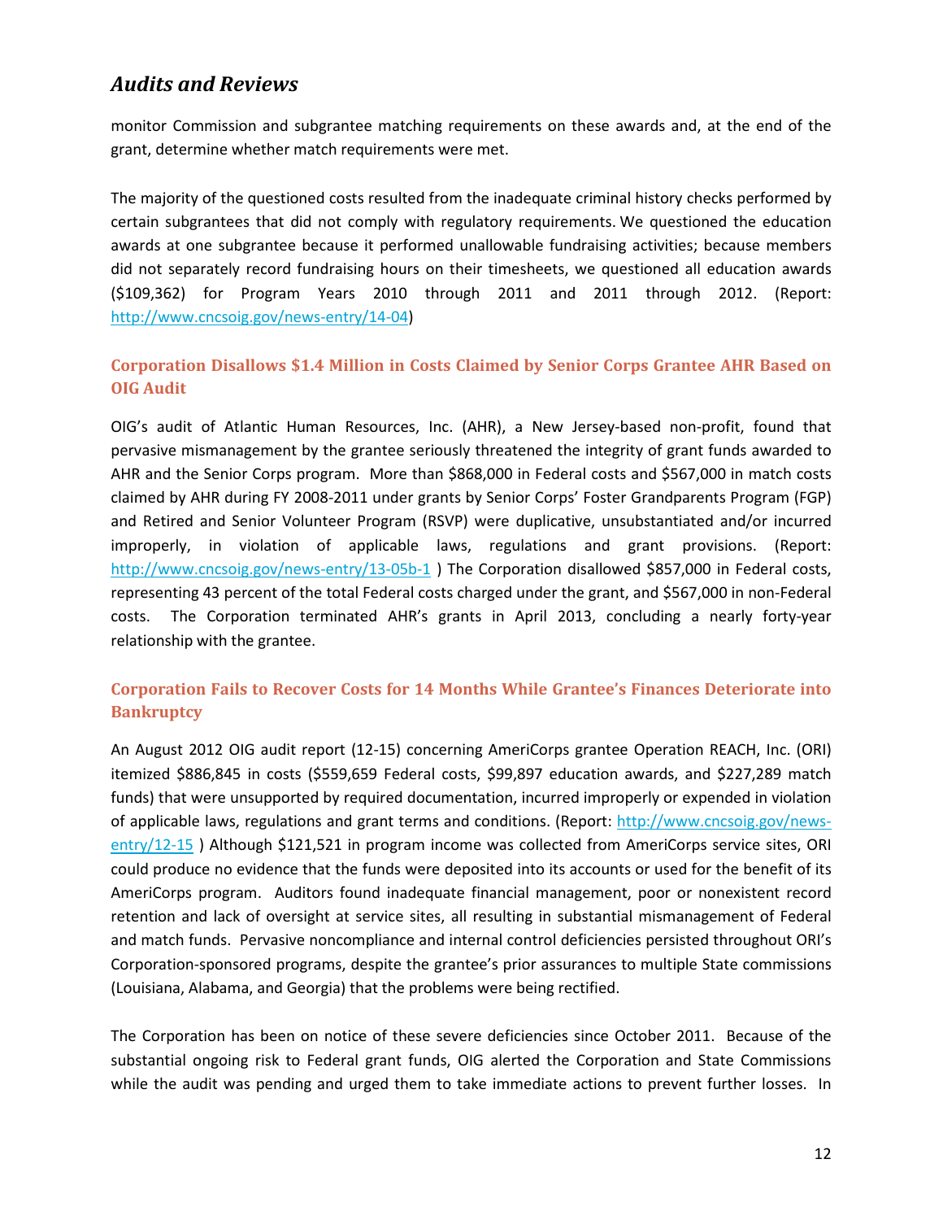## *Audits and Reviews*

monitor Commission and subgrantee matching requirements on these awards and, at the end of the grant, determine whether match requirements were met.

The majority of the questioned costs resulted from the inadequate criminal history checks performed by certain subgrantees that did not comply with regulatory requirements. We questioned the education awards at one subgrantee because it performed unallowable fundraising activities; because members did not separately record fundraising hours on their timesheets, we questioned all education awards ($109,362) for Program Years 2010 through 2011 and 2011 through 2012. (Report: http://www.cncsoig.gov/news-entry/14-04)

### Corporation Disallows $1.4 Million in Costs Claimed by Senior Corps Grantee AHR Based on OIG Audit

OIG's audit of Atlantic Human Resources, Inc. (AHR), a New Jersey-based non-profit, found that pervasive mismanagement by the grantee seriously threatened the integrity of grant funds awarded to AHR and the Senior Corps program. More than $868,000 in Federal costs and $567,000 in match costs claimed by AHR during FY 2008-2011 under grants by Senior Corps' Foster Grandparents Program (FGP) and Retired and Senior Volunteer Program (RSVP) were duplicative, unsubstantiated and/or incurred improperly, in violation of applicable laws, regulations and grant provisions. (Report: http://www.cncsoig.gov/news-entry/13-05b-1 ) The Corporation disallowed $857,000 in Federal costs, representing 43 percent of the total Federal costs charged under the grant, and $567,000 in non-Federal costs. The Corporation terminated AHR's grants in April 2013, concluding a nearly forty-year relationship with the grantee.

### Corporation Fails to Recover Costs for 14 Months While Grantee's Finances Deteriorate into Bankruptcy

An August 2012 OIG audit report (12-15) concerning AmeriCorps grantee Operation REACH, Inc. (ORI) itemized $886,845 in costs ($559,659 Federal costs, $99,897 education awards, and $227,289 match funds) that were unsupported by required documentation, incurred improperly or expended in violation of applicable laws, regulations and grant terms and conditions. (Report: http://www.cncsoig.gov/news-entry/12-15 ) Although $121,521 in program income was collected from AmeriCorps service sites, ORI could produce no evidence that the funds were deposited into its accounts or used for the benefit of its AmeriCorps program. Auditors found inadequate financial management, poor or nonexistent record retention and lack of oversight at service sites, all resulting in substantial mismanagement of Federal and match funds. Pervasive noncompliance and internal control deficiencies persisted throughout ORI's Corporation-sponsored programs, despite the grantee's prior assurances to multiple State commissions (Louisiana, Alabama, and Georgia) that the problems were being rectified.

The Corporation has been on notice of these severe deficiencies since October 2011. Because of the substantial ongoing risk to Federal grant funds, OIG alerted the Corporation and State Commissions while the audit was pending and urged them to take immediate actions to prevent further losses. In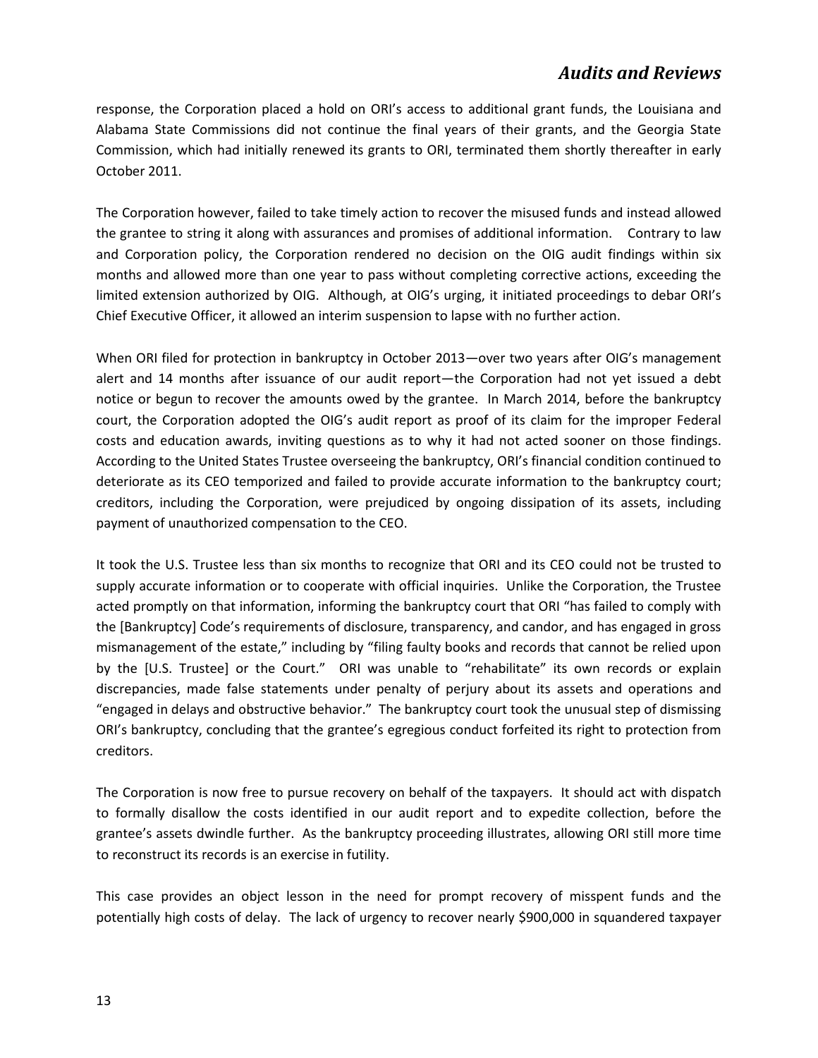response, the Corporation placed a hold on ORI's access to additional grant funds, the Louisiana and Alabama State Commissions did not continue the final years of their grants, and the Georgia State Commission, which had initially renewed its grants to ORI, terminated them shortly thereafter in early October 2011.

The Corporation however, failed to take timely action to recover the misused funds and instead allowed the grantee to string it along with assurances and promises of additional information. Contrary to law and Corporation policy, the Corporation rendered no decision on the OIG audit findings within six months and allowed more than one year to pass without completing corrective actions, exceeding the limited extension authorized by OIG. Although, at OIG's urging, it initiated proceedings to debar ORI's Chief Executive Officer, it allowed an interim suspension to lapse with no further action.

When ORI filed for protection in bankruptcy in October 2013—over two years after OIG's management alert and 14 months after issuance of our audit report—the Corporation had not yet issued a debt notice or begun to recover the amounts owed by the grantee. In March 2014, before the bankruptcy court, the Corporation adopted the OIG's audit report as proof of its claim for the improper Federal costs and education awards, inviting questions as to why it had not acted sooner on those findings. According to the United States Trustee overseeing the bankruptcy, ORI's financial condition continued to deteriorate as its CEO temporized and failed to provide accurate information to the bankruptcy court; creditors, including the Corporation, were prejudiced by ongoing dissipation of its assets, including payment of unauthorized compensation to the CEO.

It took the U.S. Trustee less than six months to recognize that ORI and its CEO could not be trusted to supply accurate information or to cooperate with official inquiries. Unlike the Corporation, the Trustee acted promptly on that information, informing the bankruptcy court that ORI "has failed to comply with the [Bankruptcy] Code's requirements of disclosure, transparency, and candor, and has engaged in gross mismanagement of the estate," including by "filing faulty books and records that cannot be relied upon by the [U.S. Trustee] or the Court." ORI was unable to "rehabilitate" its own records or explain discrepancies, made false statements under penalty of perjury about its assets and operations and "engaged in delays and obstructive behavior." The bankruptcy court took the unusual step of dismissing ORI's bankruptcy, concluding that the grantee's egregious conduct forfeited its right to protection from creditors.

The Corporation is now free to pursue recovery on behalf of the taxpayers. It should act with dispatch to formally disallow the costs identified in our audit report and to expedite collection, before the grantee's assets dwindle further. As the bankruptcy proceeding illustrates, allowing ORI still more time to reconstruct its records is an exercise in futility.

This case provides an object lesson in the need for prompt recovery of misspent funds and the potentially high costs of delay. The lack of urgency to recover nearly $900,000 in squandered taxpayer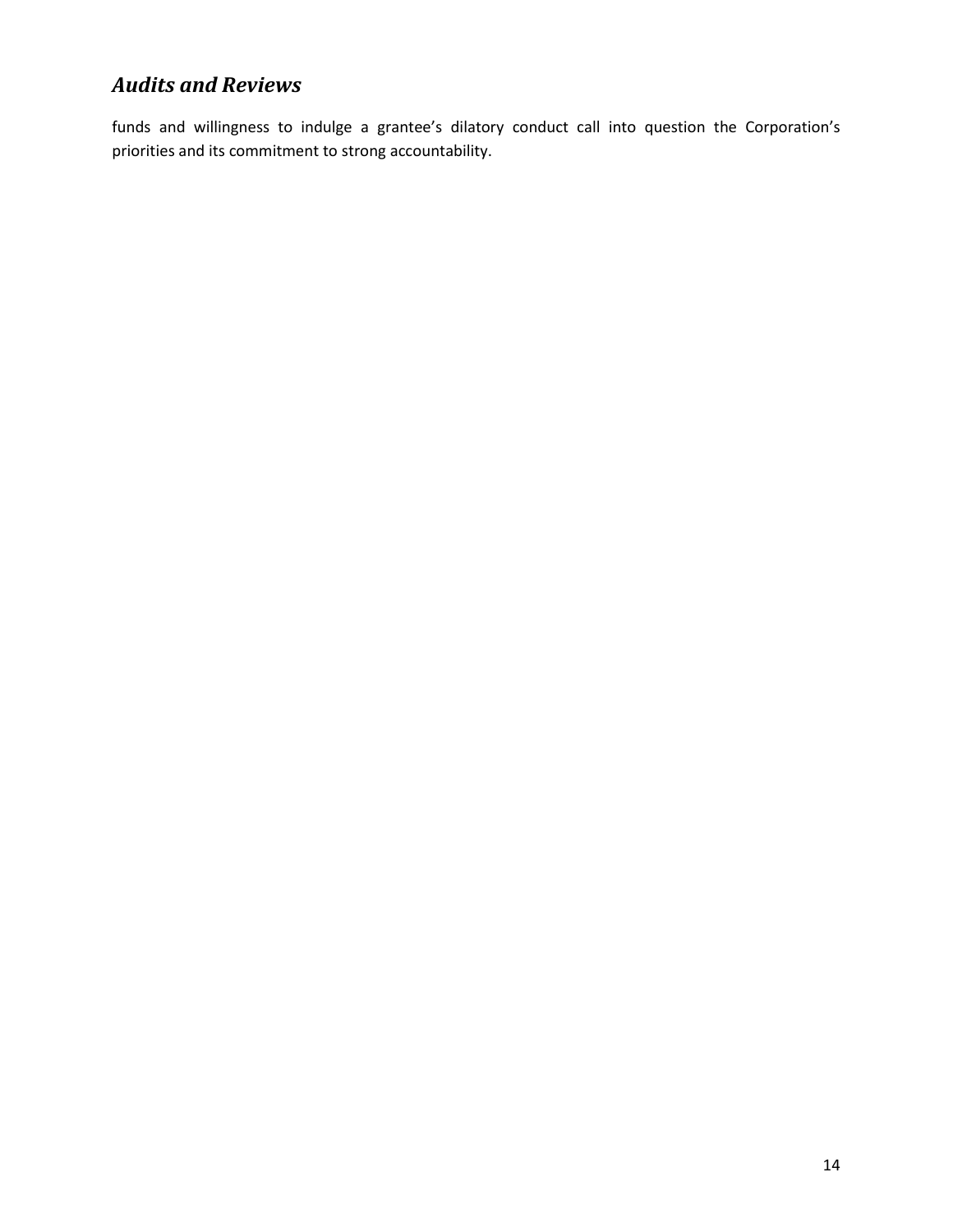## *Audits and Reviews*

funds and willingness to indulge a grantee's dilatory conduct call into question the Corporation's priorities and its commitment to strong accountability.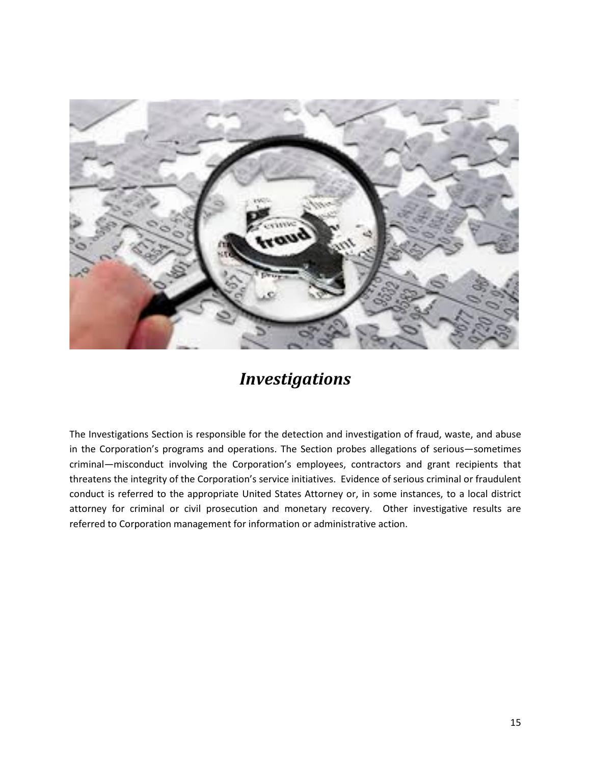# *Investigations*

The Investigations Section is responsible for the detection and investigation of fraud, waste, and abuse in the Corporation's programs and operations. The Section probes allegations of serious—sometimes criminal—misconduct involving the Corporation's employees, contractors and grant recipients that threatens the integrity of the Corporation's service initiatives. Evidence of serious criminal or fraudulent conduct is referred to the appropriate United States Attorney or, in some instances, to a local district attorney for criminal or civil prosecution and monetary recovery. Other investigative results are referred to Corporation management for information or administrative action.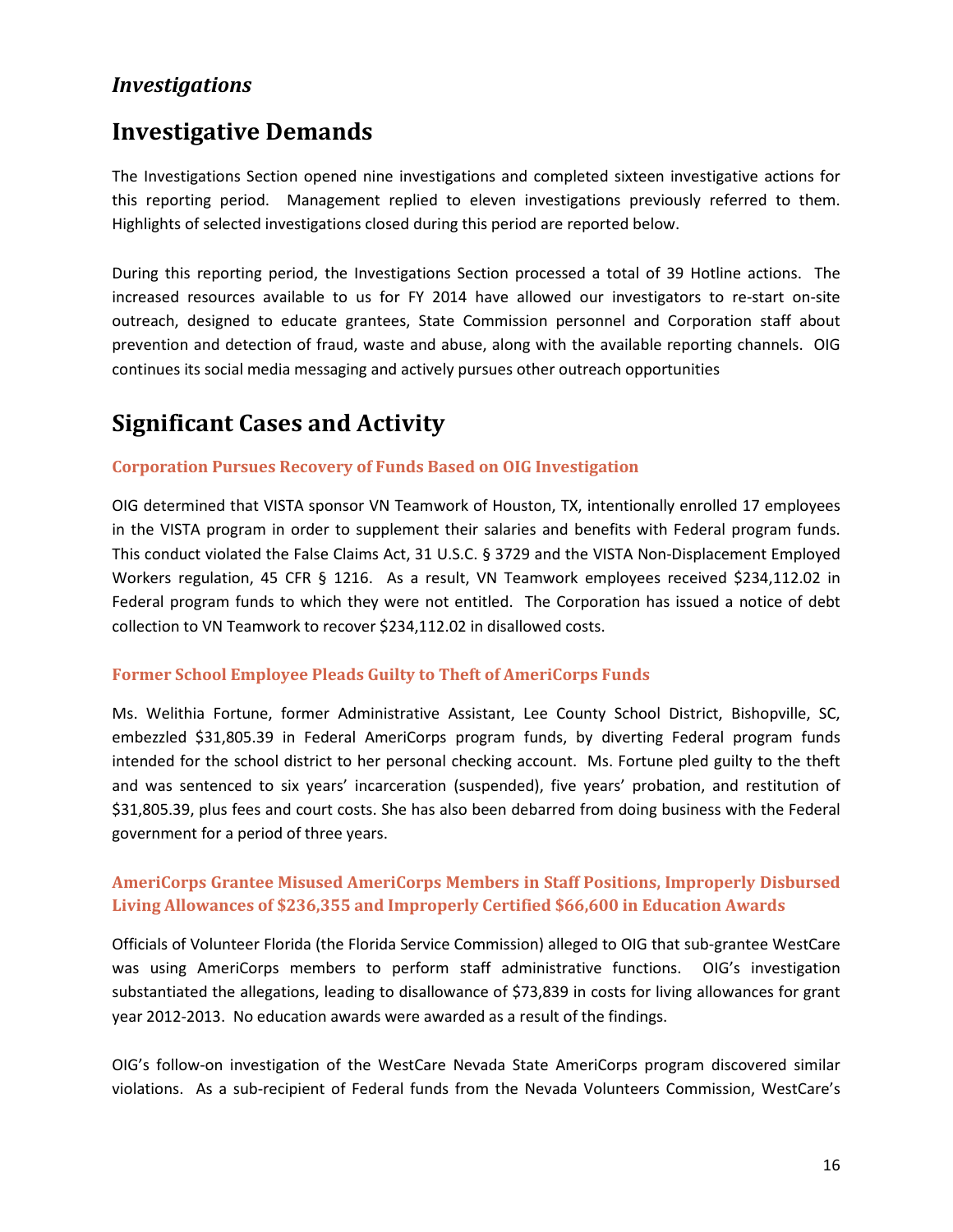## *Investigations*

# Investigative Demands

The Investigations Section opened nine investigations and completed sixteen investigative actions for this reporting period. Management replied to eleven investigations previously referred to them. Highlights of selected investigations closed during this period are reported below.

During this reporting period, the Investigations Section processed a total of 39 Hotline actions. The increased resources available to us for FY 2014 have allowed our investigators to re-start on-site outreach, designed to educate grantees, State Commission personnel and Corporation staff about prevention and detection of fraud, waste and abuse, along with the available reporting channels. OIG continues its social media messaging and actively pursues other outreach opportunities

# Significant Cases and Activity

### Corporation Pursues Recovery of Funds Based on OIG Investigation

OIG determined that VISTA sponsor VN Teamwork of Houston, TX, intentionally enrolled 17 employees in the VISTA program in order to supplement their salaries and benefits with Federal program funds. This conduct violated the False Claims Act, 31 U.S.C. § 3729 and the VISTA Non-Displacement Employed Workers regulation, 45 CFR § 1216. As a result, VN Teamwork employees received $234,112.02 in Federal program funds to which they were not entitled. The Corporation has issued a notice of debt collection to VN Teamwork to recover $234,112.02 in disallowed costs.

### Former School Employee Pleads Guilty to Theft of AmeriCorps Funds

Ms. Welithia Fortune, former Administrative Assistant, Lee County School District, Bishopville, SC, embezzled $31,805.39 in Federal AmeriCorps program funds, by diverting Federal program funds intended for the school district to her personal checking account. Ms. Fortune pled guilty to the theft and was sentenced to six years' incarceration (suspended), five years' probation, and restitution of $31,805.39, plus fees and court costs. She has also been debarred from doing business with the Federal government for a period of three years.

### AmeriCorps Grantee Misused AmeriCorps Members in Staff Positions, Improperly Disbursed Living Allowances of $236,355 and Improperly Certified $66,600 in Education Awards

Officials of Volunteer Florida (the Florida Service Commission) alleged to OIG that sub-grantee WestCare was using AmeriCorps members to perform staff administrative functions. OIG's investigation substantiated the allegations, leading to disallowance of $73,839 in costs for living allowances for grant year 2012-2013. No education awards were awarded as a result of the findings.

OIG's follow-on investigation of the WestCare Nevada State AmeriCorps program discovered similar violations. As a sub-recipient of Federal funds from the Nevada Volunteers Commission, WestCare's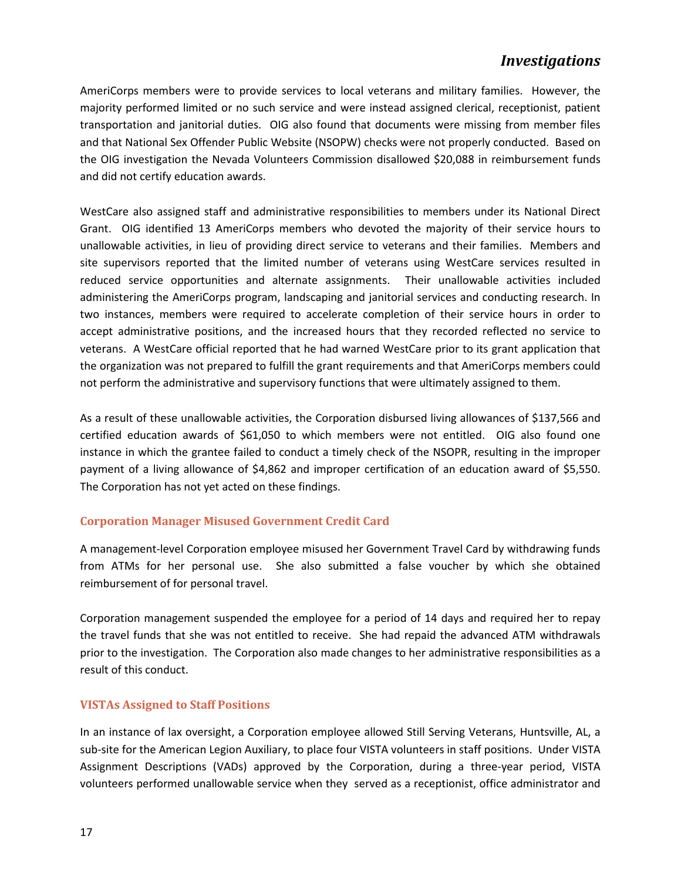AmeriCorps members were to provide services to local veterans and military families. However, the majority performed limited or no such service and were instead assigned clerical, receptionist, patient transportation and janitorial duties. OIG also found that documents were missing from member files and that National Sex Offender Public Website (NSOPW) checks were not properly conducted. Based on the OIG investigation the Nevada Volunteers Commission disallowed $20,088 in reimbursement funds and did not certify education awards.

WestCare also assigned staff and administrative responsibilities to members under its National Direct Grant. OIG identified 13 AmeriCorps members who devoted the majority of their service hours to unallowable activities, in lieu of providing direct service to veterans and their families. Members and site supervisors reported that the limited number of veterans using WestCare services resulted in reduced service opportunities and alternate assignments. Their unallowable activities included administering the AmeriCorps program, landscaping and janitorial services and conducting research. In two instances, members were required to accelerate completion of their service hours in order to accept administrative positions, and the increased hours that they recorded reflected no service to veterans. A WestCare official reported that he had warned WestCare prior to its grant application that the organization was not prepared to fulfill the grant requirements and that AmeriCorps members could not perform the administrative and supervisory functions that were ultimately assigned to them.

As a result of these unallowable activities, the Corporation disbursed living allowances of $137,566 and certified education awards of $61,050 to which members were not entitled. OIG also found one instance in which the grantee failed to conduct a timely check of the NSOPR, resulting in the improper payment of a living allowance of $4,862 and improper certification of an education award of $5,550. The Corporation has not yet acted on these findings.

### Corporation Manager Misused Government Credit Card

A management-level Corporation employee misused her Government Travel Card by withdrawing funds from ATMs for her personal use. She also submitted a false voucher by which she obtained reimbursement of for personal travel.

Corporation management suspended the employee for a period of 14 days and required her to repay the travel funds that she was not entitled to receive. She had repaid the advanced ATM withdrawals prior to the investigation. The Corporation also made changes to her administrative responsibilities as a result of this conduct.

### VISTAs Assigned to Staff Positions

In an instance of lax oversight, a Corporation employee allowed Still Serving Veterans, Huntsville, AL, a sub-site for the American Legion Auxiliary, to place four VISTA volunteers in staff positions. Under VISTA Assignment Descriptions (VADs) approved by the Corporation, during a three-year period, VISTA volunteers performed unallowable service when they served as a receptionist, office administrator and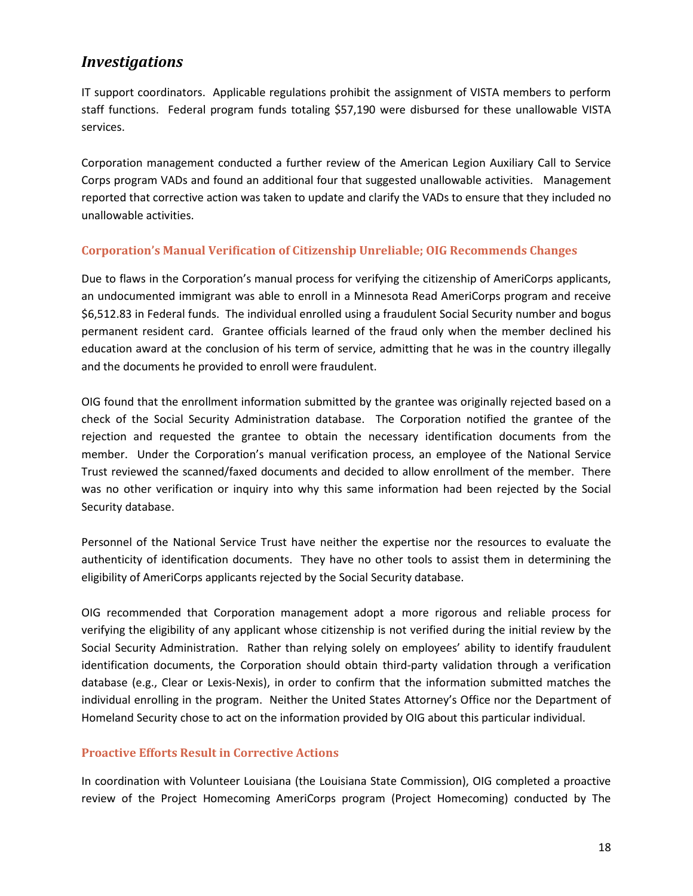## *Investigations*

IT support coordinators. Applicable regulations prohibit the assignment of VISTA members to perform staff functions. Federal program funds totaling $57,190 were disbursed for these unallowable VISTA services.

Corporation management conducted a further review of the American Legion Auxiliary Call to Service Corps program VADs and found an additional four that suggested unallowable activities. Management reported that corrective action was taken to update and clarify the VADs to ensure that they included no unallowable activities.

### Corporation's Manual Verification of Citizenship Unreliable; OIG Recommends Changes

Due to flaws in the Corporation's manual process for verifying the citizenship of AmeriCorps applicants, an undocumented immigrant was able to enroll in a Minnesota Read AmeriCorps program and receive $6,512.83 in Federal funds. The individual enrolled using a fraudulent Social Security number and bogus permanent resident card. Grantee officials learned of the fraud only when the member declined his education award at the conclusion of his term of service, admitting that he was in the country illegally and the documents he provided to enroll were fraudulent.

OIG found that the enrollment information submitted by the grantee was originally rejected based on a check of the Social Security Administration database. The Corporation notified the grantee of the rejection and requested the grantee to obtain the necessary identification documents from the member. Under the Corporation's manual verification process, an employee of the National Service Trust reviewed the scanned/faxed documents and decided to allow enrollment of the member. There was no other verification or inquiry into why this same information had been rejected by the Social Security database.

Personnel of the National Service Trust have neither the expertise nor the resources to evaluate the authenticity of identification documents. They have no other tools to assist them in determining the eligibility of AmeriCorps applicants rejected by the Social Security database.

OIG recommended that Corporation management adopt a more rigorous and reliable process for verifying the eligibility of any applicant whose citizenship is not verified during the initial review by the Social Security Administration. Rather than relying solely on employees' ability to identify fraudulent identification documents, the Corporation should obtain third-party validation through a verification database (e.g., Clear or Lexis-Nexis), in order to confirm that the information submitted matches the individual enrolling in the program. Neither the United States Attorney's Office nor the Department of Homeland Security chose to act on the information provided by OIG about this particular individual.

### Proactive Efforts Result in Corrective Actions

In coordination with Volunteer Louisiana (the Louisiana State Commission), OIG completed a proactive review of the Project Homecoming AmeriCorps program (Project Homecoming) conducted by The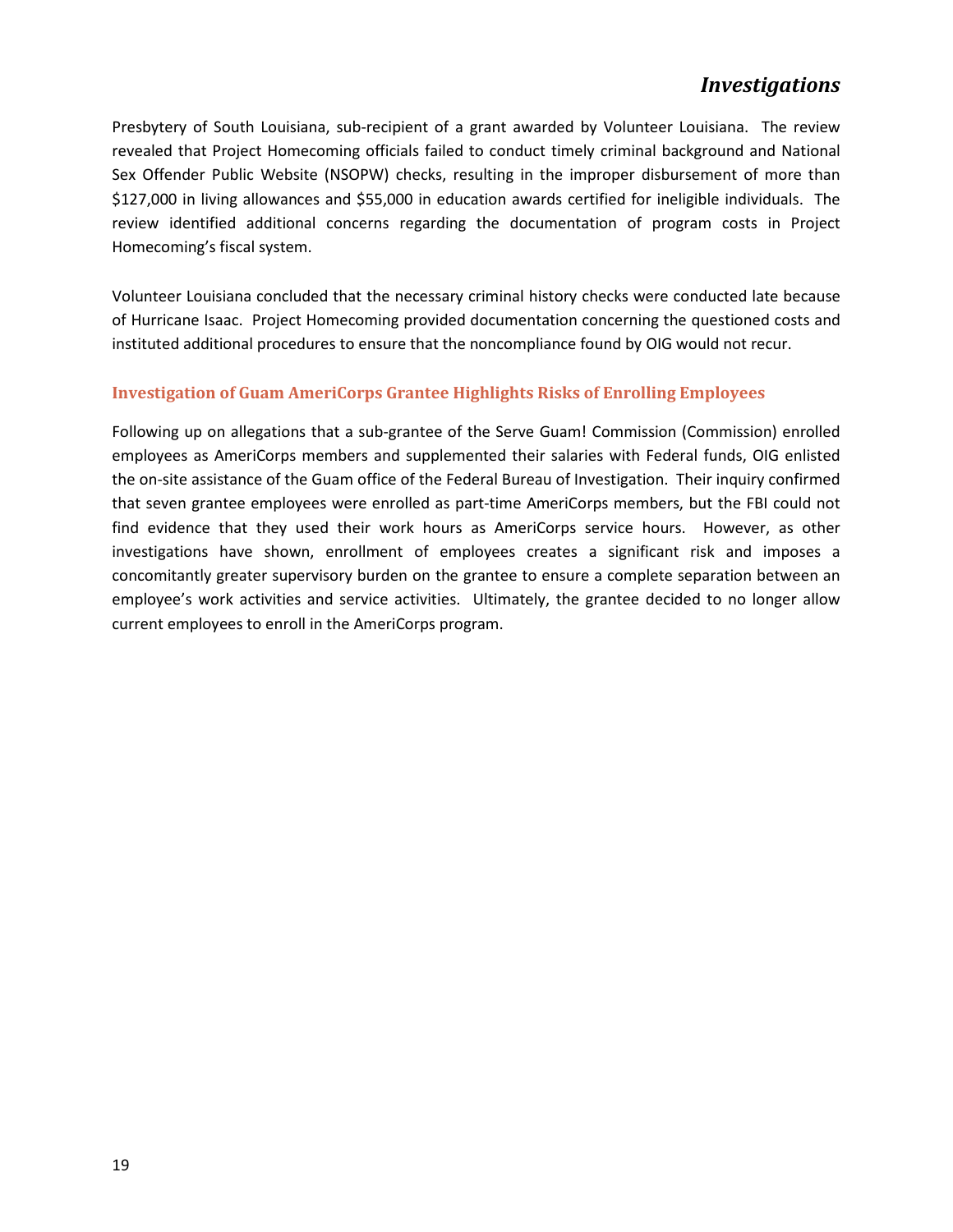Presbytery of South Louisiana, sub-recipient of a grant awarded by Volunteer Louisiana. The review revealed that Project Homecoming officials failed to conduct timely criminal background and National Sex Offender Public Website (NSOPW) checks, resulting in the improper disbursement of more than $127,000 in living allowances and $55,000 in education awards certified for ineligible individuals. The review identified additional concerns regarding the documentation of program costs in Project Homecoming's fiscal system.

Volunteer Louisiana concluded that the necessary criminal history checks were conducted late because of Hurricane Isaac. Project Homecoming provided documentation concerning the questioned costs and instituted additional procedures to ensure that the noncompliance found by OIG would not recur.

### Investigation of Guam AmeriCorps Grantee Highlights Risks of Enrolling Employees

Following up on allegations that a sub-grantee of the Serve Guam! Commission (Commission) enrolled employees as AmeriCorps members and supplemented their salaries with Federal funds, OIG enlisted the on-site assistance of the Guam office of the Federal Bureau of Investigation. Their inquiry confirmed that seven grantee employees were enrolled as part-time AmeriCorps members, but the FBI could not find evidence that they used their work hours as AmeriCorps service hours. However, as other investigations have shown, enrollment of employees creates a significant risk and imposes a concomitantly greater supervisory burden on the grantee to ensure a complete separation between an employee's work activities and service activities. Ultimately, the grantee decided to no longer allow current employees to enroll in the AmeriCorps program.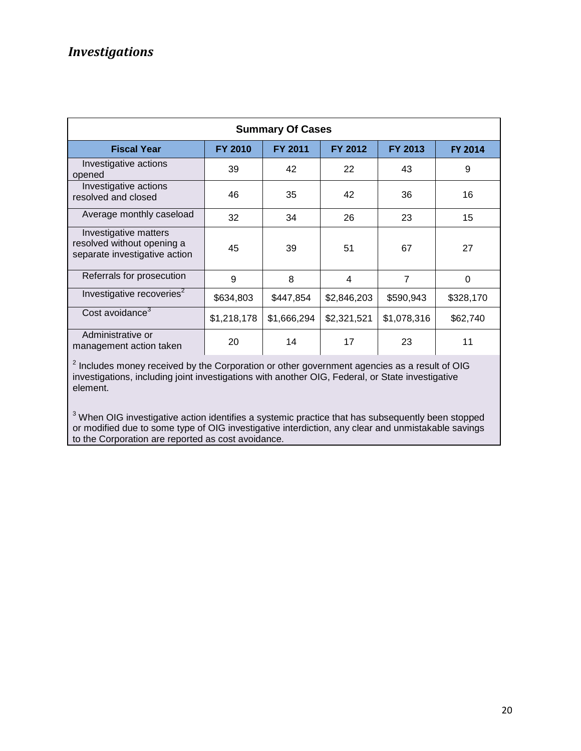## *Investigations*

| Summary Of Cases | | | | | |
|---|---|---|---|---|---|
| **Fiscal Year** | **FY 2010** | **FY 2011** | **FY 2012** | **FY 2013** | **FY 2014** |
| Investigative actions opened | 39 | 42 | 22 | 43 | 9 |
| Investigative actions resolved and closed | 46 | 35 | 42 | 36 | 16 |
| Average monthly caseload | 32 | 34 | 26 | 23 | 15 |
| Investigative matters resolved without opening a separate investigative action | 45 | 39 | 51 | 67 | 27 |
| Referrals for prosecution | 9 | 8 | 4 | 7 | 0 |
| Investigative recoveries[2] | $634,803 | $447,854 | $2,846,203 | $590,943 | $328,170 |
| Cost avoidance[3] | $1,218,178 | $1,666,294 | $2,321,521 | $1,078,316 | $62,740 |
| Administrative or management action taken | 20 | 14 | 17 | 23 | 11 |

[2] Includes money received by the Corporation or other government agencies as a result of OIG investigations, including joint investigations with another OIG, Federal, or State investigative element.

[3] When OIG investigative action identifies a systemic practice that has subsequently been stopped or modified due to some type of OIG investigative interdiction, any clear and unmistakable savings to the Corporation are reported as cost avoidance.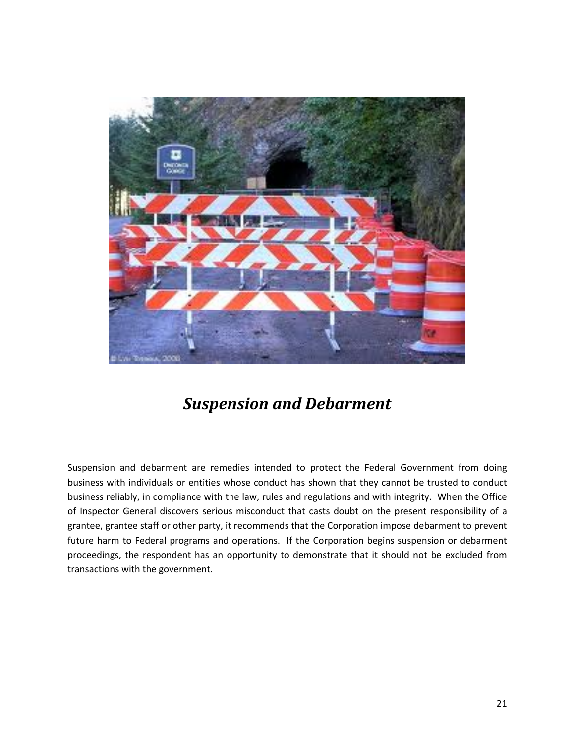## *Suspension and Debarment*

Suspension and debarment are remedies intended to protect the Federal Government from doing business with individuals or entities whose conduct has shown that they cannot be trusted to conduct business reliably, in compliance with the law, rules and regulations and with integrity. When the Office of Inspector General discovers serious misconduct that casts doubt on the present responsibility of a grantee, grantee staff or other party, it recommends that the Corporation impose debarment to prevent future harm to Federal programs and operations. If the Corporation begins suspension or debarment proceedings, the respondent has an opportunity to demonstrate that it should not be excluded from transactions with the government.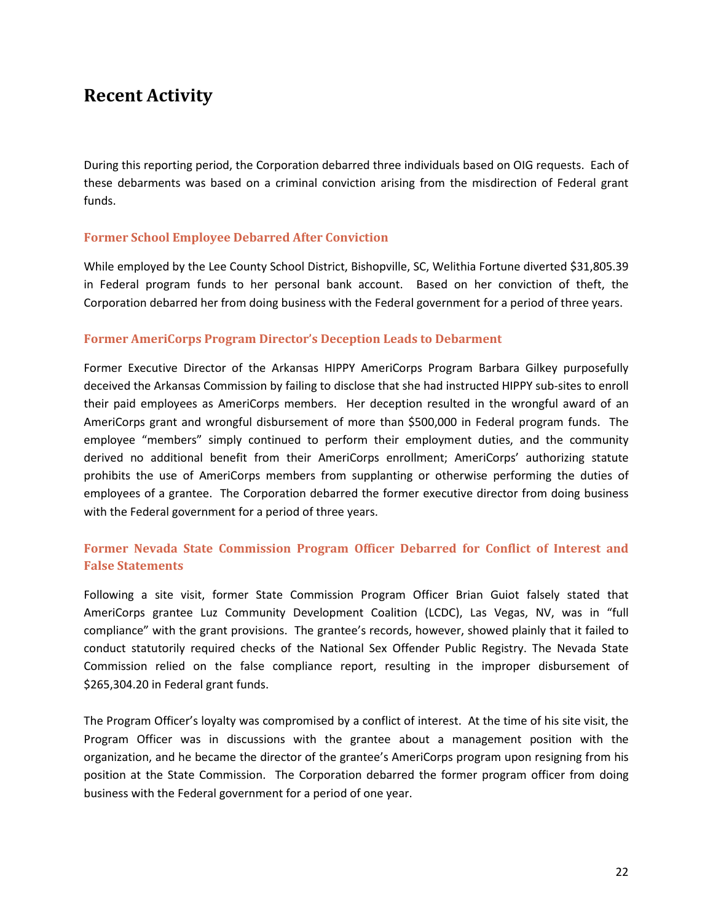# Recent Activity

During this reporting period, the Corporation debarred three individuals based on OIG requests. Each of these debarments was based on a criminal conviction arising from the misdirection of Federal grant funds.

### Former School Employee Debarred After Conviction

While employed by the Lee County School District, Bishopville, SC, Welithia Fortune diverted $31,805.39 in Federal program funds to her personal bank account. Based on her conviction of theft, the Corporation debarred her from doing business with the Federal government for a period of three years.

### Former AmeriCorps Program Director's Deception Leads to Debarment

Former Executive Director of the Arkansas HIPPY AmeriCorps Program Barbara Gilkey purposefully deceived the Arkansas Commission by failing to disclose that she had instructed HIPPY sub-sites to enroll their paid employees as AmeriCorps members. Her deception resulted in the wrongful award of an AmeriCorps grant and wrongful disbursement of more than $500,000 in Federal program funds. The employee "members" simply continued to perform their employment duties, and the community derived no additional benefit from their AmeriCorps enrollment; AmeriCorps' authorizing statute prohibits the use of AmeriCorps members from supplanting or otherwise performing the duties of employees of a grantee. The Corporation debarred the former executive director from doing business with the Federal government for a period of three years.

### Former Nevada State Commission Program Officer Debarred for Conflict of Interest and False Statements

Following a site visit, former State Commission Program Officer Brian Guiot falsely stated that AmeriCorps grantee Luz Community Development Coalition (LCDC), Las Vegas, NV, was in "full compliance" with the grant provisions. The grantee's records, however, showed plainly that it failed to conduct statutorily required checks of the National Sex Offender Public Registry. The Nevada State Commission relied on the false compliance report, resulting in the improper disbursement of $265,304.20 in Federal grant funds.

The Program Officer's loyalty was compromised by a conflict of interest. At the time of his site visit, the Program Officer was in discussions with the grantee about a management position with the organization, and he became the director of the grantee's AmeriCorps program upon resigning from his position at the State Commission. The Corporation debarred the former program officer from doing business with the Federal government for a period of one year.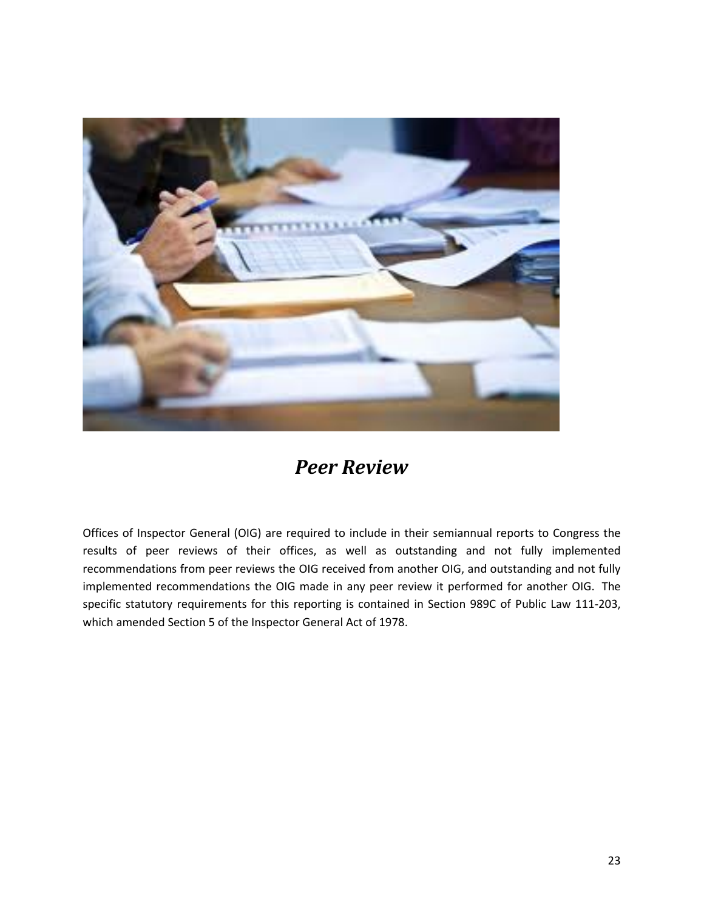## *Peer Review*

Offices of Inspector General (OIG) are required to include in their semiannual reports to Congress the results of peer reviews of their offices, as well as outstanding and not fully implemented recommendations from peer reviews the OIG received from another OIG, and outstanding and not fully implemented recommendations the OIG made in any peer review it performed for another OIG. The specific statutory requirements for this reporting is contained in Section 989C of Public Law 111-203, which amended Section 5 of the Inspector General Act of 1978.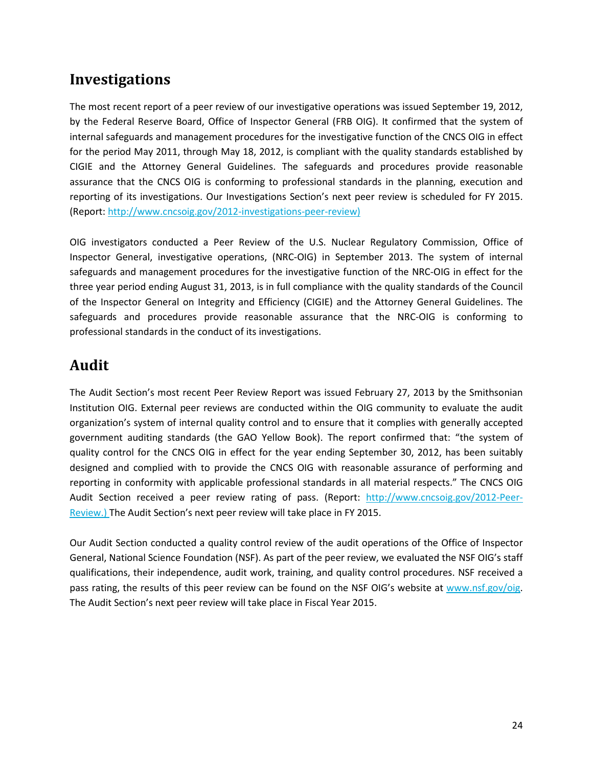## Investigations

The most recent report of a peer review of our investigative operations was issued September 19, 2012, by the Federal Reserve Board, Office of Inspector General (FRB OIG). It confirmed that the system of internal safeguards and management procedures for the investigative function of the CNCS OIG in effect for the period May 2011, through May 18, 2012, is compliant with the quality standards established by CIGIE and the Attorney General Guidelines. The safeguards and procedures provide reasonable assurance that the CNCS OIG is conforming to professional standards in the planning, execution and reporting of its investigations. Our Investigations Section's next peer review is scheduled for FY 2015. (Report: http://www.cncsoig.gov/2012-investigations-peer-review)

OIG investigators conducted a Peer Review of the U.S. Nuclear Regulatory Commission, Office of Inspector General, investigative operations, (NRC-OIG) in September 2013. The system of internal safeguards and management procedures for the investigative function of the NRC-OIG in effect for the three year period ending August 31, 2013, is in full compliance with the quality standards of the Council of the Inspector General on Integrity and Efficiency (CIGIE) and the Attorney General Guidelines. The safeguards and procedures provide reasonable assurance that the NRC-OIG is conforming to professional standards in the conduct of its investigations.

## Audit

The Audit Section's most recent Peer Review Report was issued February 27, 2013 by the Smithsonian Institution OIG. External peer reviews are conducted within the OIG community to evaluate the audit organization's system of internal quality control and to ensure that it complies with generally accepted government auditing standards (the GAO Yellow Book). The report confirmed that: "the system of quality control for the CNCS OIG in effect for the year ending September 30, 2012, has been suitably designed and complied with to provide the CNCS OIG with reasonable assurance of performing and reporting in conformity with applicable professional standards in all material respects." The CNCS OIG Audit Section received a peer review rating of pass. (Report: http://www.cncsoig.gov/2012-Peer-Review.) The Audit Section's next peer review will take place in FY 2015.

Our Audit Section conducted a quality control review of the audit operations of the Office of Inspector General, National Science Foundation (NSF). As part of the peer review, we evaluated the NSF OIG's staff qualifications, their independence, audit work, training, and quality control procedures. NSF received a pass rating, the results of this peer review can be found on the NSF OIG's website at www.nsf.gov/oig. The Audit Section's next peer review will take place in Fiscal Year 2015.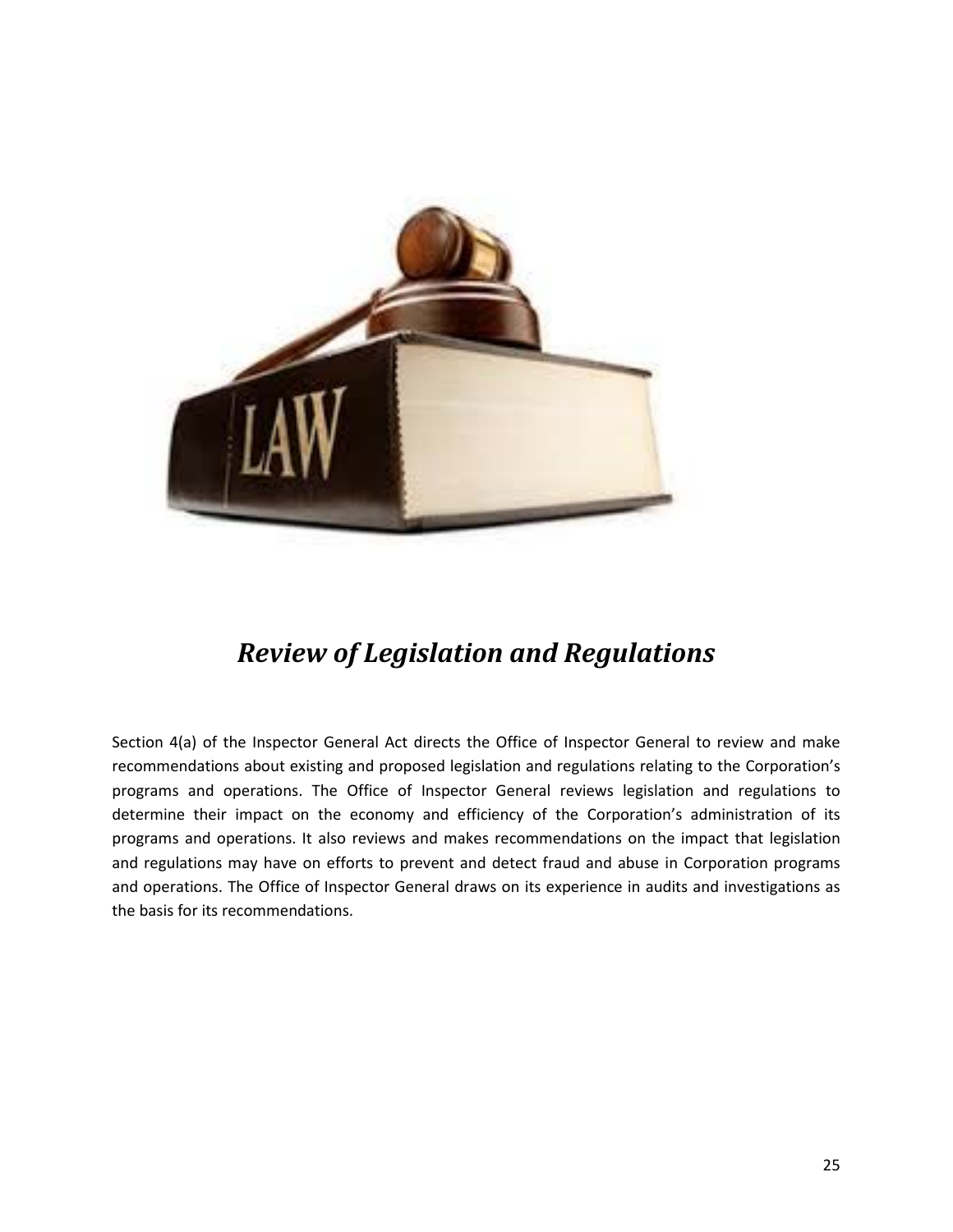# *Review of Legislation and Regulations*

Section 4(a) of the Inspector General Act directs the Office of Inspector General to review and make recommendations about existing and proposed legislation and regulations relating to the Corporation's programs and operations. The Office of Inspector General reviews legislation and regulations to determine their impact on the economy and efficiency of the Corporation's administration of its programs and operations. It also reviews and makes recommendations on the impact that legislation and regulations may have on efforts to prevent and detect fraud and abuse in Corporation programs and operations. The Office of Inspector General draws on its experience in audits and investigations as the basis for its recommendations.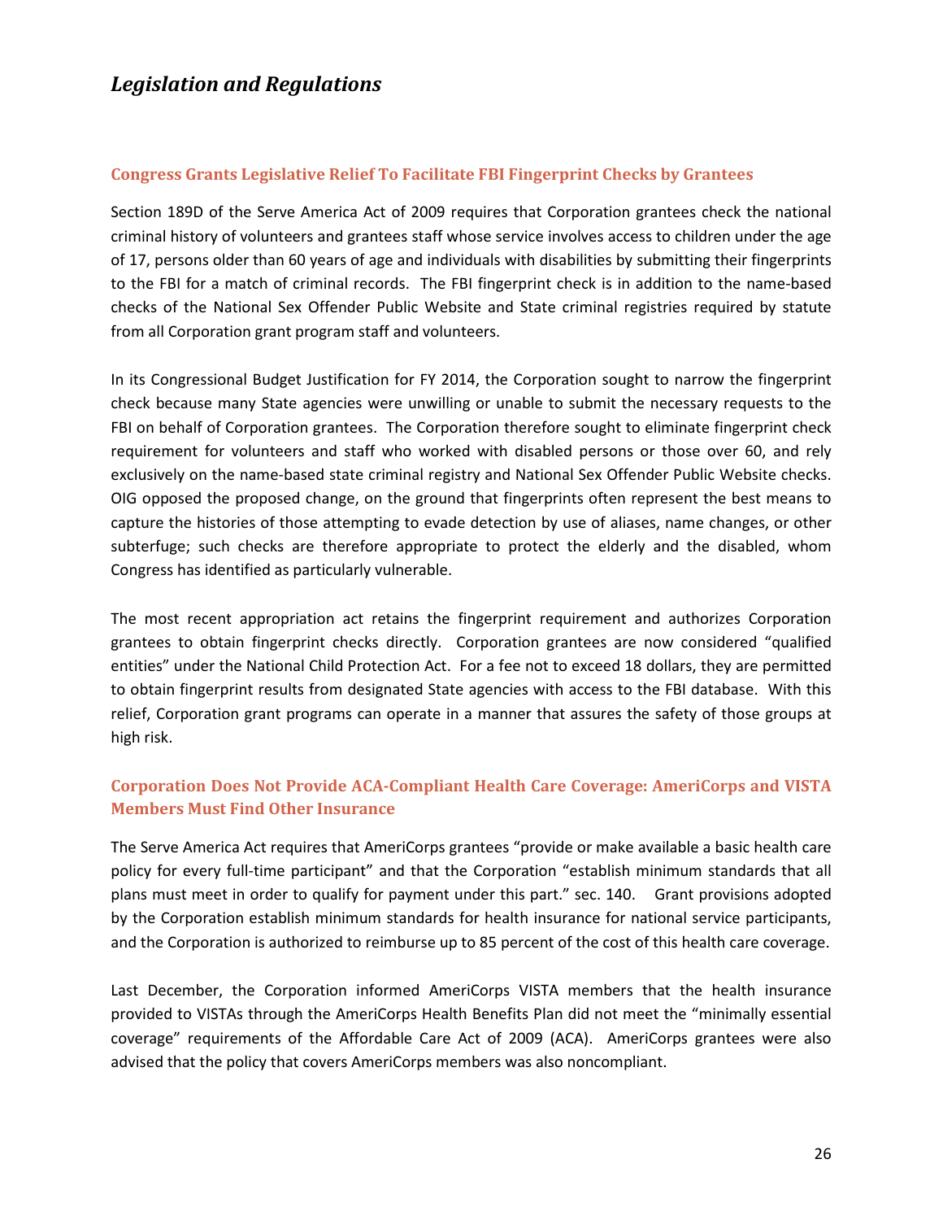# *Legislation and Regulations*

### Congress Grants Legislative Relief To Facilitate FBI Fingerprint Checks by Grantees

Section 189D of the Serve America Act of 2009 requires that Corporation grantees check the national criminal history of volunteers and grantees staff whose service involves access to children under the age of 17, persons older than 60 years of age and individuals with disabilities by submitting their fingerprints to the FBI for a match of criminal records. The FBI fingerprint check is in addition to the name-based checks of the National Sex Offender Public Website and State criminal registries required by statute from all Corporation grant program staff and volunteers.

In its Congressional Budget Justification for FY 2014, the Corporation sought to narrow the fingerprint check because many State agencies were unwilling or unable to submit the necessary requests to the FBI on behalf of Corporation grantees. The Corporation therefore sought to eliminate fingerprint check requirement for volunteers and staff who worked with disabled persons or those over 60, and rely exclusively on the name-based state criminal registry and National Sex Offender Public Website checks. OIG opposed the proposed change, on the ground that fingerprints often represent the best means to capture the histories of those attempting to evade detection by use of aliases, name changes, or other subterfuge; such checks are therefore appropriate to protect the elderly and the disabled, whom Congress has identified as particularly vulnerable.

The most recent appropriation act retains the fingerprint requirement and authorizes Corporation grantees to obtain fingerprint checks directly. Corporation grantees are now considered "qualified entities" under the National Child Protection Act. For a fee not to exceed 18 dollars, they are permitted to obtain fingerprint results from designated State agencies with access to the FBI database. With this relief, Corporation grant programs can operate in a manner that assures the safety of those groups at high risk.

### Corporation Does Not Provide ACA-Compliant Health Care Coverage: AmeriCorps and VISTA Members Must Find Other Insurance

The Serve America Act requires that AmeriCorps grantees "provide or make available a basic health care policy for every full-time participant" and that the Corporation "establish minimum standards that all plans must meet in order to qualify for payment under this part." sec. 140. Grant provisions adopted by the Corporation establish minimum standards for health insurance for national service participants, and the Corporation is authorized to reimburse up to 85 percent of the cost of this health care coverage.

Last December, the Corporation informed AmeriCorps VISTA members that the health insurance provided to VISTAs through the AmeriCorps Health Benefits Plan did not meet the "minimally essential coverage" requirements of the Affordable Care Act of 2009 (ACA). AmeriCorps grantees were also advised that the policy that covers AmeriCorps members was also noncompliant.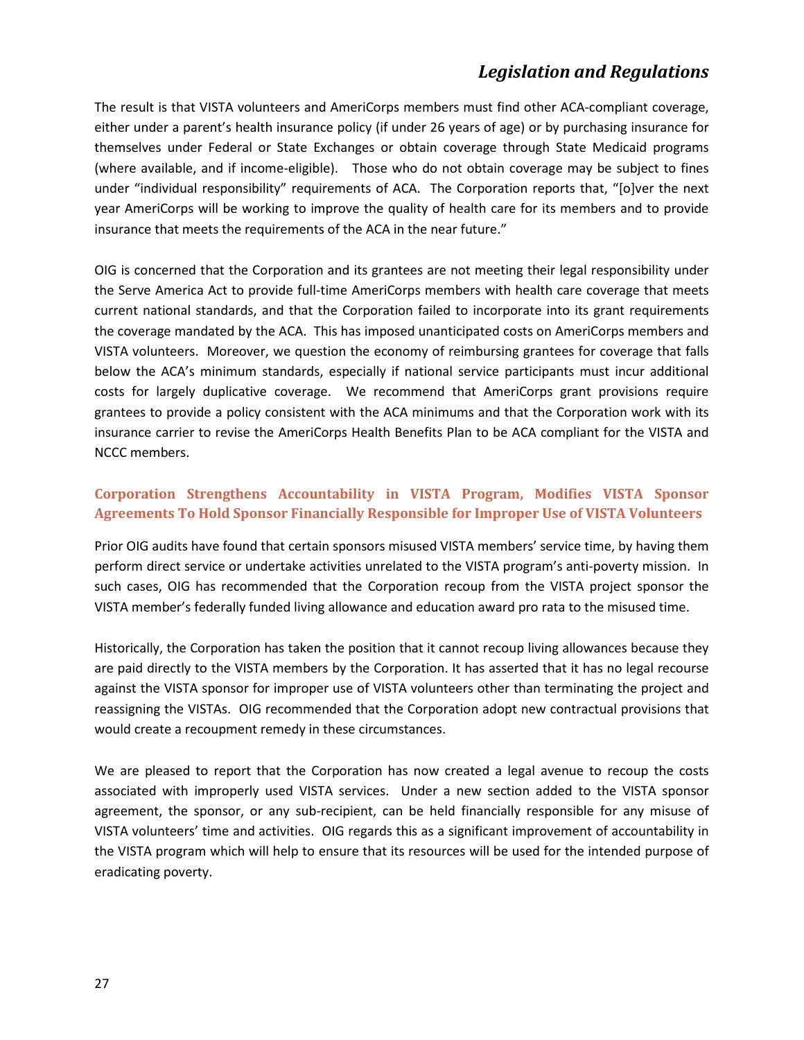The result is that VISTA volunteers and AmeriCorps members must find other ACA-compliant coverage, either under a parent's health insurance policy (if under 26 years of age) or by purchasing insurance for themselves under Federal or State Exchanges or obtain coverage through State Medicaid programs (where available, and if income-eligible). Those who do not obtain coverage may be subject to fines under "individual responsibility" requirements of ACA. The Corporation reports that, "[o]ver the next year AmeriCorps will be working to improve the quality of health care for its members and to provide insurance that meets the requirements of the ACA in the near future."

OIG is concerned that the Corporation and its grantees are not meeting their legal responsibility under the Serve America Act to provide full-time AmeriCorps members with health care coverage that meets current national standards, and that the Corporation failed to incorporate into its grant requirements the coverage mandated by the ACA. This has imposed unanticipated costs on AmeriCorps members and VISTA volunteers. Moreover, we question the economy of reimbursing grantees for coverage that falls below the ACA's minimum standards, especially if national service participants must incur additional costs for largely duplicative coverage. We recommend that AmeriCorps grant provisions require grantees to provide a policy consistent with the ACA minimums and that the Corporation work with its insurance carrier to revise the AmeriCorps Health Benefits Plan to be ACA compliant for the VISTA and NCCC members.

## Corporation Strengthens Accountability in VISTA Program, Modifies VISTA Sponsor Agreements To Hold Sponsor Financially Responsible for Improper Use of VISTA Volunteers

Prior OIG audits have found that certain sponsors misused VISTA members' service time, by having them perform direct service or undertake activities unrelated to the VISTA program's anti-poverty mission. In such cases, OIG has recommended that the Corporation recoup from the VISTA project sponsor the VISTA member's federally funded living allowance and education award pro rata to the misused time.

Historically, the Corporation has taken the position that it cannot recoup living allowances because they are paid directly to the VISTA members by the Corporation. It has asserted that it has no legal recourse against the VISTA sponsor for improper use of VISTA volunteers other than terminating the project and reassigning the VISTAs. OIG recommended that the Corporation adopt new contractual provisions that would create a recoupment remedy in these circumstances.

We are pleased to report that the Corporation has now created a legal avenue to recoup the costs associated with improperly used VISTA services. Under a new section added to the VISTA sponsor agreement, the sponsor, or any sub-recipient, can be held financially responsible for any misuse of VISTA volunteers' time and activities. OIG regards this as a significant improvement of accountability in the VISTA program which will help to ensure that its resources will be used for the intended purpose of eradicating poverty.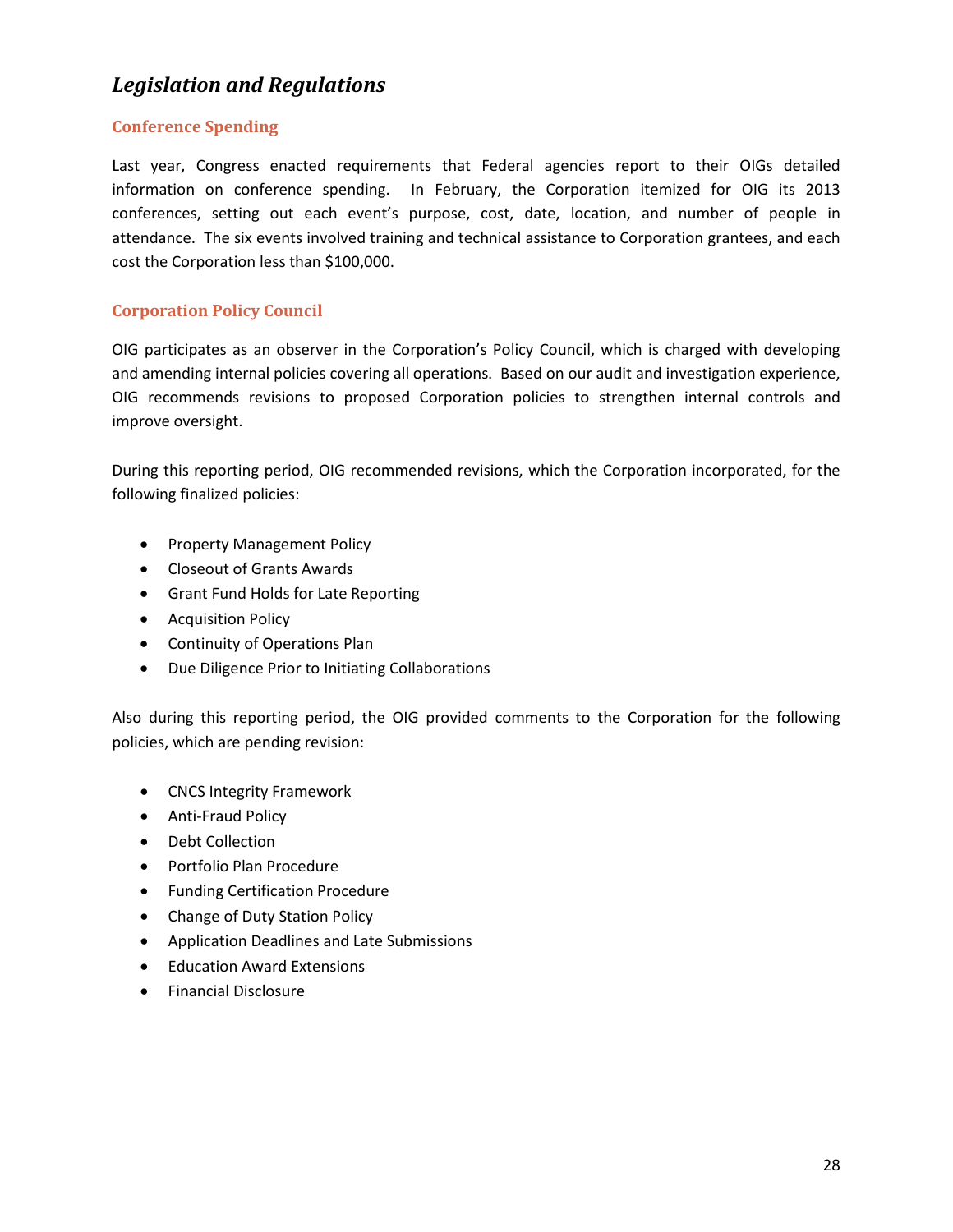## *Legislation and Regulations*

### Conference Spending

Last year, Congress enacted requirements that Federal agencies report to their OIGs detailed information on conference spending. In February, the Corporation itemized for OIG its 2013 conferences, setting out each event's purpose, cost, date, location, and number of people in attendance. The six events involved training and technical assistance to Corporation grantees, and each cost the Corporation less than $100,000.

### Corporation Policy Council

OIG participates as an observer in the Corporation's Policy Council, which is charged with developing and amending internal policies covering all operations. Based on our audit and investigation experience, OIG recommends revisions to proposed Corporation policies to strengthen internal controls and improve oversight.

During this reporting period, OIG recommended revisions, which the Corporation incorporated, for the following finalized policies:

- Property Management Policy
- Closeout of Grants Awards
- Grant Fund Holds for Late Reporting
- Acquisition Policy
- Continuity of Operations Plan
- Due Diligence Prior to Initiating Collaborations

Also during this reporting period, the OIG provided comments to the Corporation for the following policies, which are pending revision:

- CNCS Integrity Framework
- Anti-Fraud Policy
- Debt Collection
- Portfolio Plan Procedure
- Funding Certification Procedure
- Change of Duty Station Policy
- Application Deadlines and Late Submissions
- Education Award Extensions
- Financial Disclosure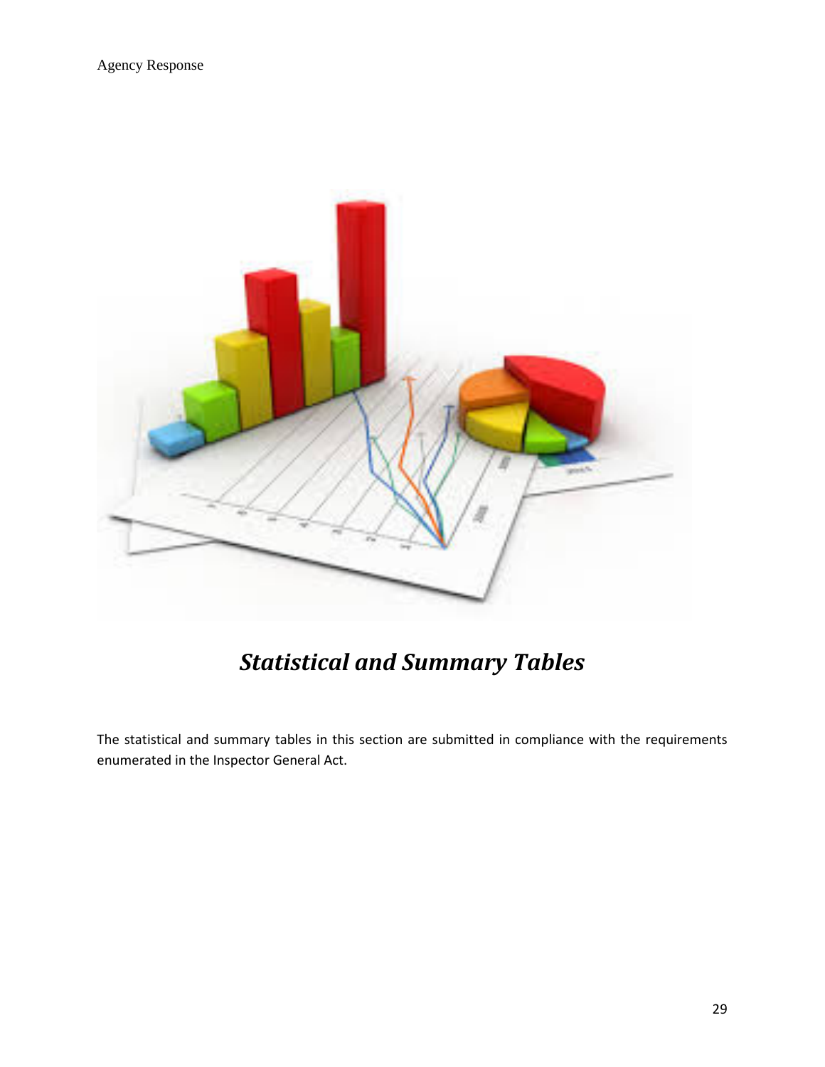# *Statistical and Summary Tables*

The statistical and summary tables in this section are submitted in compliance with the requirements enumerated in the Inspector General Act.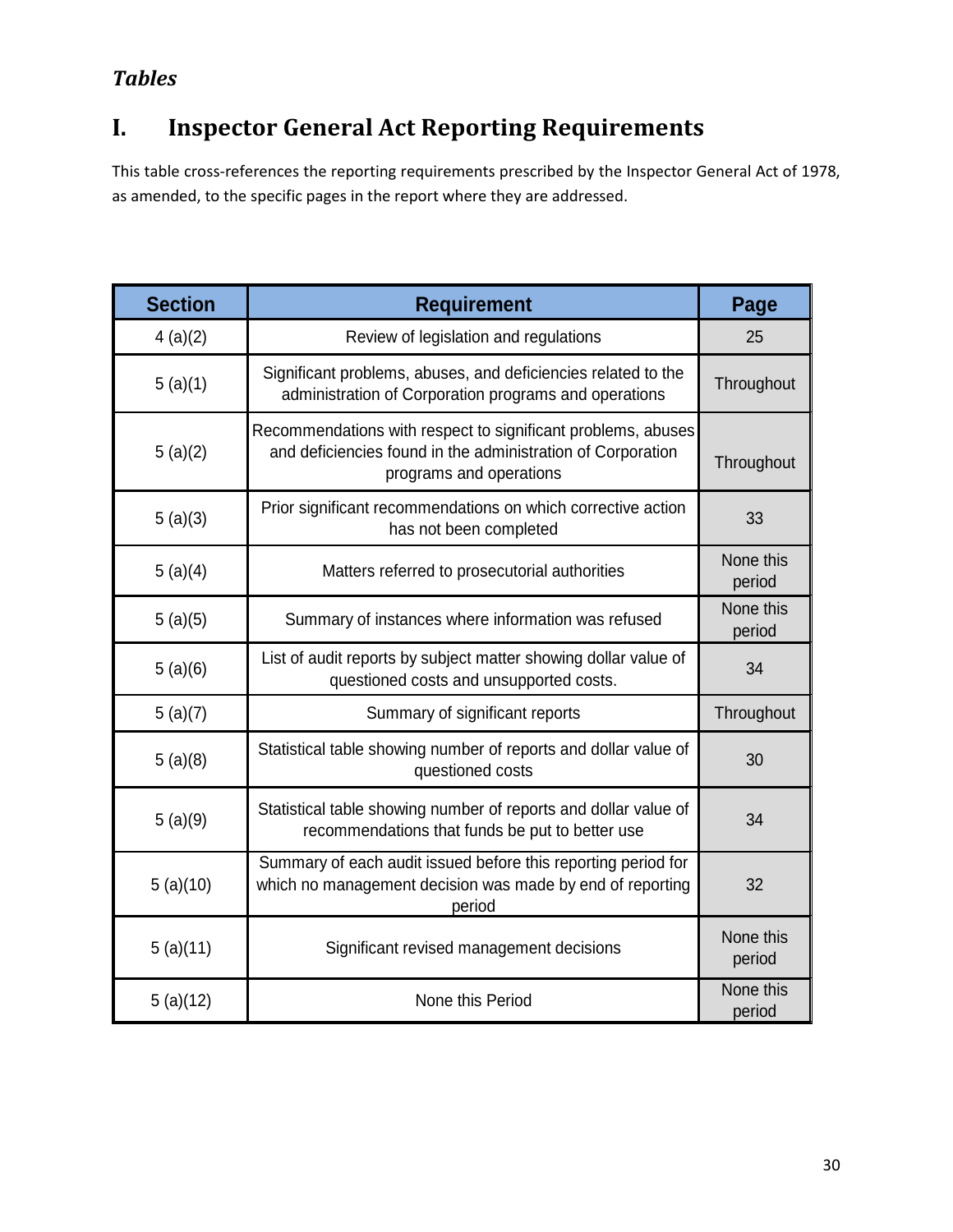*Tables*

# I. Inspector General Act Reporting Requirements

This table cross-references the reporting requirements prescribed by the Inspector General Act of 1978, as amended, to the specific pages in the report where they are addressed.

| Section | Requirement | Page |
|---|---|---|
| 4 (a)(2) | Review of legislation and regulations | 25 |
| 5 (a)(1) | Significant problems, abuses, and deficiencies related to the administration of Corporation programs and operations | Throughout |
| 5 (a)(2) | Recommendations with respect to significant problems, abuses and deficiencies found in the administration of Corporation programs and operations | Throughout |
| 5 (a)(3) | Prior significant recommendations on which corrective action has not been completed | 33 |
| 5 (a)(4) | Matters referred to prosecutorial authorities | None this period |
| 5 (a)(5) | Summary of instances where information was refused | None this period |
| 5 (a)(6) | List of audit reports by subject matter showing dollar value of questioned costs and unsupported costs. | 34 |
| 5 (a)(7) | Summary of significant reports | Throughout |
| 5 (a)(8) | Statistical table showing number of reports and dollar value of questioned costs | 30 |
| 5 (a)(9) | Statistical table showing number of reports and dollar value of recommendations that funds be put to better use | 34 |
| 5 (a)(10) | Summary of each audit issued before this reporting period for which no management decision was made by end of reporting period | 32 |
| 5 (a)(11) | Significant revised management decisions | None this period |
| 5 (a)(12) | None this Period | None this period |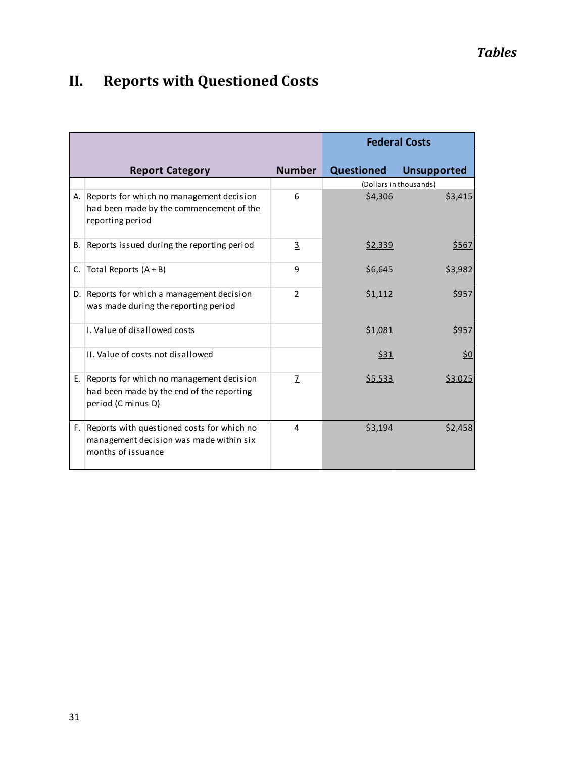*Tables*

## II. Reports with Questioned Costs

| | Report Category | Number | Federal Costs | |
|---|---|---|---|---|
| | | | Questioned | Unsupported |
| | | | (Dollars in thousands) | |
| A. | Reports for which no management decision had been made by the commencement of the reporting period | 6 | $4,306 | $3,415 |
| B. | Reports issued during the reporting period | 3 | $2,339 | $567 |
| C. | Total Reports (A + B) | 9 | $6,645 | $3,982 |
| D. | Reports for which a management decision was made during the reporting period | 2 | $1,112 | $957 |
| | I. Value of disallowed costs | | $1,081 | $957 |
| | II. Value of costs not disallowed | | $31 | $0 |
| E. | Reports for which no management decision had been made by the end of the reporting period (C minus D) | 7 | $5,533 | $3,025 |
| F. | Reports with questioned costs for which no management decision was made within six months of issuance | 4 | $3,194 | $2,458 |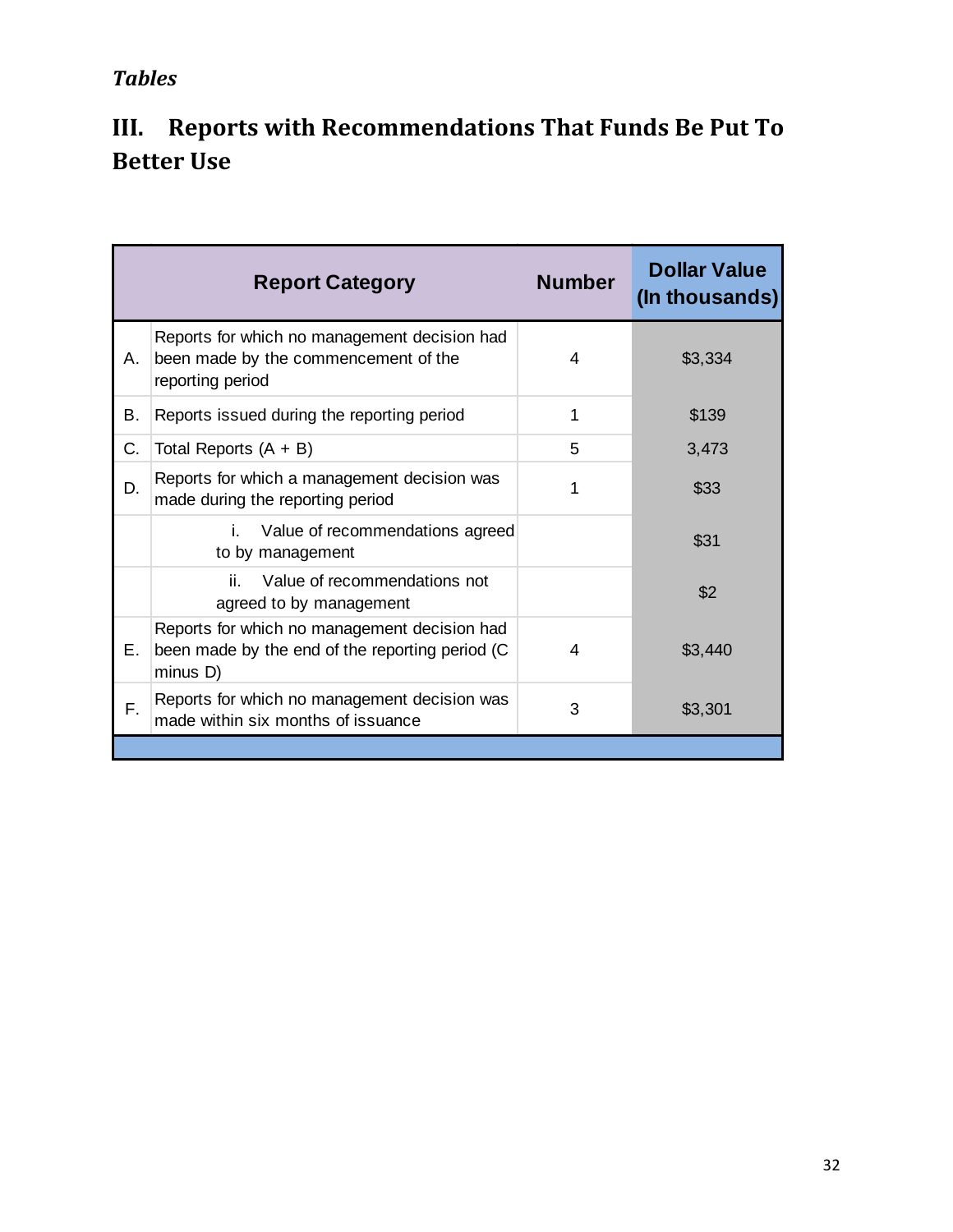*Tables*

## III. Reports with Recommendations That Funds Be Put To Better Use

| | Report Category | Number | Dollar Value (In thousands) |
|---|---|---|---|
| A. | Reports for which no management decision had been made by the commencement of the reporting period | 4 | $3,334 |
| B. | Reports issued during the reporting period | 1 | $139 |
| C. | Total Reports (A + B) | 5 | 3,473 |
| D. | Reports for which a management decision was made during the reporting period | 1 | $33 |
| | i. Value of recommendations agreed to by management | | $31 |
| | ii. Value of recommendations not agreed to by management | | $2 |
| E. | Reports for which no management decision had been made by the end of the reporting period (C minus D) | 4 | $3,440 |
| F. | Reports for which no management decision was made within six months of issuance | 3 | $3,301 |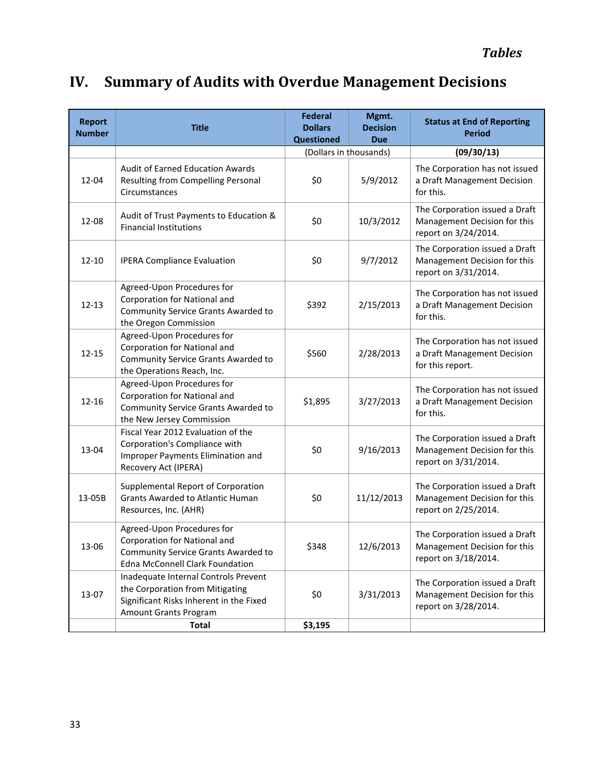# IV. Summary of Audits with Overdue Management Decisions

| Report Number | Title | Federal Dollars Questioned | Mgmt. Decision Due | Status at End of Reporting Period |
|---|---|---|---|---|
| | | (Dollars in thousands) | | **(09/30/13)** |
| 12-04 | Audit of Earned Education Awards Resulting from Compelling Personal Circumstances | $0 | 5/9/2012 | The Corporation has not issued a Draft Management Decision for this. |
| 12-08 | Audit of Trust Payments to Education & Financial Institutions | $0 | 10/3/2012 | The Corporation issued a Draft Management Decision for this report on 3/24/2014. |
| 12-10 | IPERA Compliance Evaluation | $0 | 9/7/2012 | The Corporation issued a Draft Management Decision for this report on 3/31/2014. |
| 12-13 | Agreed-Upon Procedures for Corporation for National and Community Service Grants Awarded to the Oregon Commission | $392 | 2/15/2013 | The Corporation has not issued a Draft Management Decision for this. |
| 12-15 | Agreed-Upon Procedures for Corporation for National and Community Service Grants Awarded to the Operations Reach, Inc. | $560 | 2/28/2013 | The Corporation has not issued a Draft Management Decision for this report. |
| 12-16 | Agreed-Upon Procedures for Corporation for National and Community Service Grants Awarded to the New Jersey Commission | $1,895 | 3/27/2013 | The Corporation has not issued a Draft Management Decision for this. |
| 13-04 | Fiscal Year 2012 Evaluation of the Corporation's Compliance with Improper Payments Elimination and Recovery Act (IPERA) | $0 | 9/16/2013 | The Corporation issued a Draft Management Decision for this report on 3/31/2014. |
| 13-05B | Supplemental Report of Corporation Grants Awarded to Atlantic Human Resources, Inc. (AHR) | $0 | 11/12/2013 | The Corporation issued a Draft Management Decision for this report on 2/25/2014. |
| 13-06 | Agreed-Upon Procedures for Corporation for National and Community Service Grants Awarded to Edna McConnell Clark Foundation | $348 | 12/6/2013 | The Corporation issued a Draft Management Decision for this report on 3/18/2014. |
| 13-07 | Inadequate Internal Controls Prevent the Corporation from Mitigating Significant Risks Inherent in the Fixed Amount Grants Program | $0 | 3/31/2013 | The Corporation issued a Draft Management Decision for this report on 3/28/2014. |
| | **Total** | **$3,195** | | |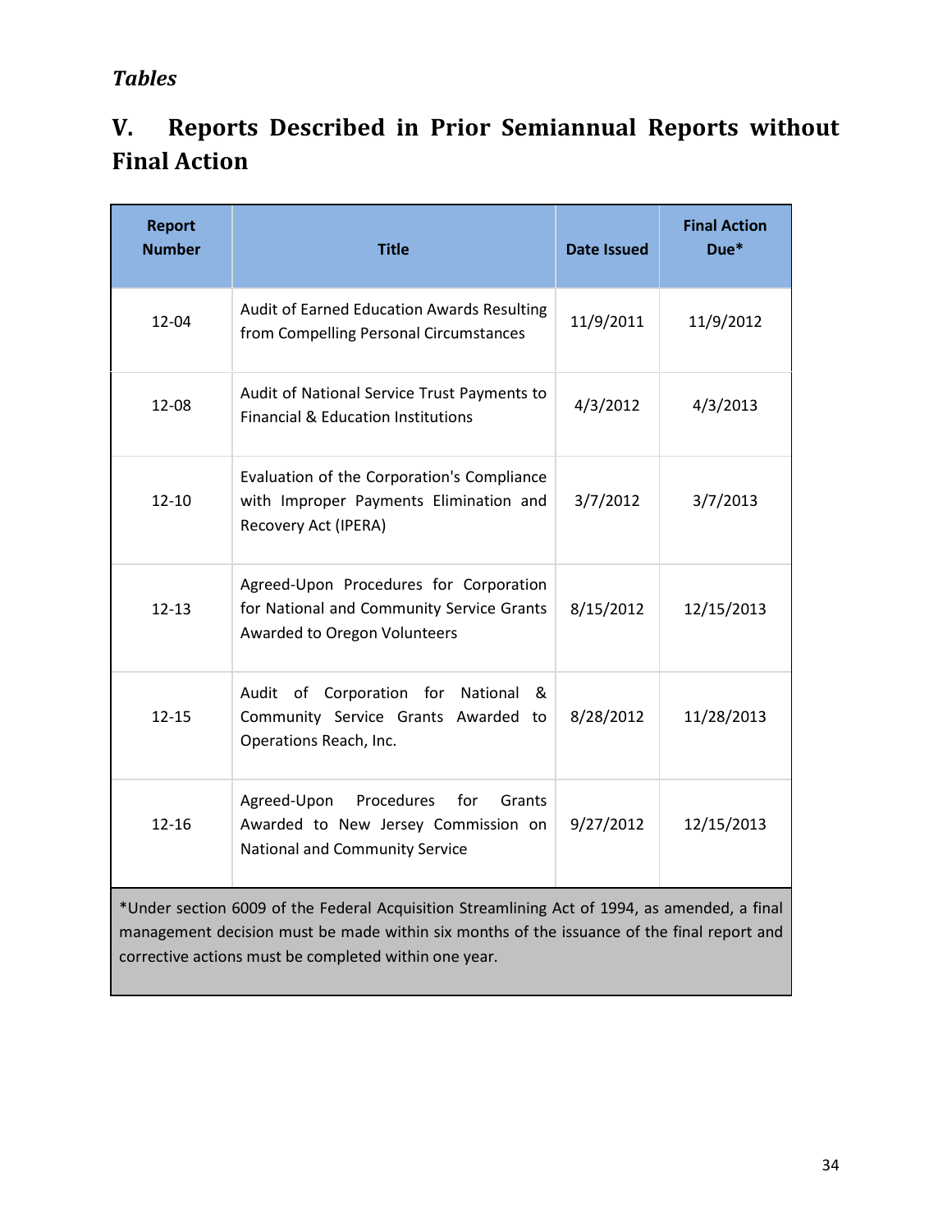*Tables*

# V. Reports Described in Prior Semiannual Reports without Final Action

| Report Number | Title | Date Issued | Final Action Due* |
|---|---|---|---|
| 12-04 | Audit of Earned Education Awards Resulting from Compelling Personal Circumstances | 11/9/2011 | 11/9/2012 |
| 12-08 | Audit of National Service Trust Payments to Financial & Education Institutions | 4/3/2012 | 4/3/2013 |
| 12-10 | Evaluation of the Corporation's Compliance with Improper Payments Elimination and Recovery Act (IPERA) | 3/7/2012 | 3/7/2013 |
| 12-13 | Agreed-Upon Procedures for Corporation for National and Community Service Grants Awarded to Oregon Volunteers | 8/15/2012 | 12/15/2013 |
| 12-15 | Audit of Corporation for National & Community Service Grants Awarded to Operations Reach, Inc. | 8/28/2012 | 11/28/2013 |
| 12-16 | Agreed-Upon Procedures for Grants Awarded to New Jersey Commission on National and Community Service | 9/27/2012 | 12/15/2013 |

*Under section 6009 of the Federal Acquisition Streamlining Act of 1994, as amended, a final management decision must be made within six months of the issuance of the final report and corrective actions must be completed within one year.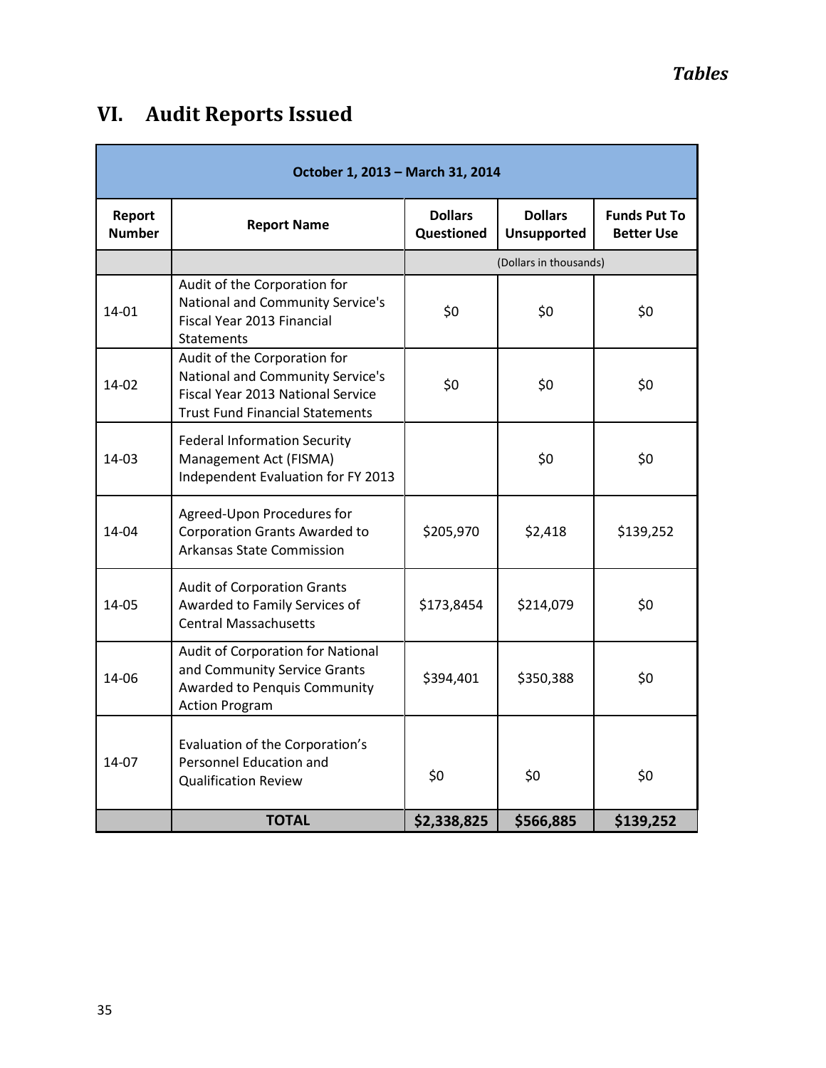# VI. Audit Reports Issued

| October 1, 2013 – March 31, 2014 | | | | |
|---|---|---|---|---|
| Report Number | Report Name | Dollars Questioned | Dollars Unsupported | Funds Put To Better Use |
| | | (Dollars in thousands) | | |
| 14-01 | Audit of the Corporation for National and Community Service's Fiscal Year 2013 Financial Statements | $0 | $0 | $0 |
| 14-02 | Audit of the Corporation for National and Community Service's Fiscal Year 2013 National Service Trust Fund Financial Statements | $0 | $0 | $0 |
| 14-03 | Federal Information Security Management Act (FISMA) Independent Evaluation for FY 2013 | | $0 | $0 |
| 14-04 | Agreed-Upon Procedures for Corporation Grants Awarded to Arkansas State Commission | $205,970 | $2,418 | $139,252 |
| 14-05 | Audit of Corporation Grants Awarded to Family Services of Central Massachusetts | $173,8454 | $214,079 | $0 |
| 14-06 | Audit of Corporation for National and Community Service Grants Awarded to Penquis Community Action Program | $394,401 | $350,388 | $0 |
| 14-07 | Evaluation of the Corporation's Personnel Education and Qualification Review | $0 | $0 | $0 |
| | **TOTAL** | **$2,338,825** | **$566,885** | **$139,252** |